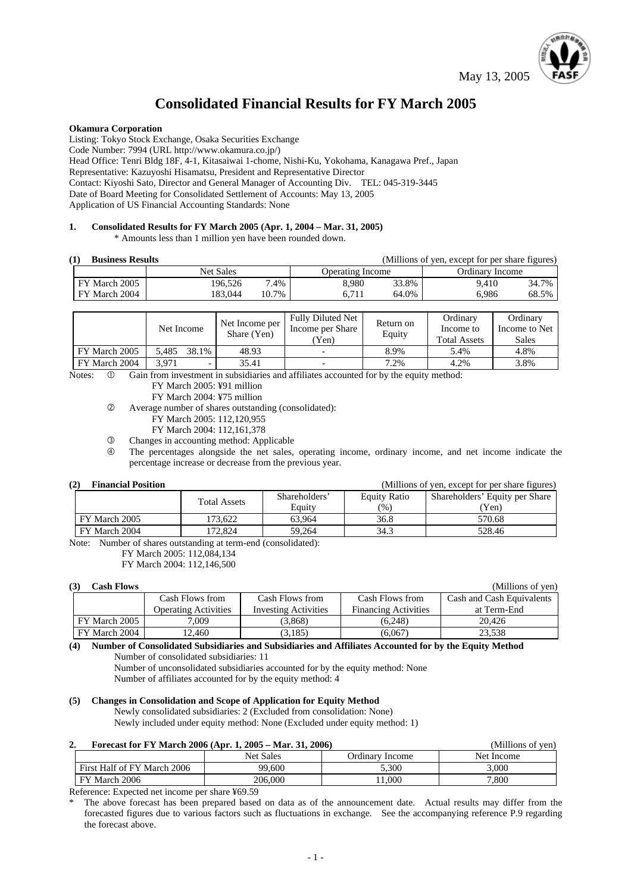May 13, 2005

# Consolidated Financial Results for FY March 2005

**Okamura Corporation**

Listing: Tokyo Stock Exchange, Osaka Securities Exchange
Code Number: 7994 (URL http://www.okamura.co.jp/)
Head Office: Tenri Bldg 18F, 4-1, Kitasaiwai 1-chome, Nishi-Ku, Yokohama, Kanagawa Pref., Japan
Representative: Kazuyoshi Hisamatsu, President and Representative Director
Contact: Kiyoshi Sato, Director and General Manager of Accounting Div. TEL: 045-319-3445
Date of Board Meeting for Consolidated Settlement of Accounts: May 13, 2005
Application of US Financial Accounting Standards: None

## 1. Consolidated Results for FY March 2005 (Apr. 1, 2004 – Mar. 31, 2005)

\* Amounts less than 1 million yen have been rounded down.

### (1) Business Results

(Millions of yen, except for per share figures)

| | Net Sales | | Operating Income | | Ordinary Income | |
|---|---|---|---|---|---|---|
| FY March 2005 | 196,526 | 7.4% | 8,980 | 33.8% | 9,410 | 34.7% |
| FY March 2004 | 183,044 | 10.7% | 6,711 | 64.0% | 6,986 | 68.5% |

| | Net Income | | Net Income per Share (Yen) | Fully Diluted Net Income per Share (Yen) | Return on Equity | Ordinary Income to Total Assets | Ordinary Income to Net Sales |
|---|---|---|---|---|---|---|---|
| FY March 2005 | 5,485 | 38.1% | 48.93 | - | 8.9% | 5.4% | 4.8% |
| FY March 2004 | 3,971 | - | 35.41 | - | 7.2% | 4.2% | 3.8% |

Notes:
① Gain from investment in subsidiaries and affiliates accounted for by the equity method:
FY March 2005: ¥91 million
FY March 2004: ¥75 million
② Average number of shares outstanding (consolidated):
FY March 2005: 112,120,955
FY March 2004: 112,161,378
③ Changes in accounting method: Applicable
④ The percentages alongside the net sales, operating income, ordinary income, and net income indicate the percentage increase or decrease from the previous year.

### (2) Financial Position

(Millions of yen, except for per share figures)

| | Total Assets | Shareholders' Equity | Equity Ratio (%) | Shareholders' Equity per Share (Yen) |
|---|---|---|---|---|
| FY March 2005 | 173,622 | 63,964 | 36.8 | 570.68 |
| FY March 2004 | 172,824 | 59,264 | 34.3 | 528.46 |

Note: Number of shares outstanding at term-end (consolidated):
FY March 2005: 112,084,134
FY March 2004: 112,146,500

### (3) Cash Flows

(Millions of yen)

| | Cash Flows from Operating Activities | Cash Flows from Investing Activities | Cash Flows from Financing Activities | Cash and Cash Equivalents at Term-End |
|---|---|---|---|---|
| FY March 2005 | 7,009 | (3,868) | (6,248) | 20,426 |
| FY March 2004 | 12,460 | (3,185) | (6,067) | 23,538 |

### (4) Number of Consolidated Subsidiaries and Subsidiaries and Affiliates Accounted for by the Equity Method

Number of consolidated subsidiaries: 11
Number of unconsolidated subsidiaries accounted for by the equity method: None
Number of affiliates accounted for by the equity method: 4

### (5) Changes in Consolidation and Scope of Application for Equity Method

Newly consolidated subsidiaries: 2 (Excluded from consolidation: None)
Newly included under equity method: None (Excluded under equity method: 1)

## 2. Forecast for FY March 2006 (Apr. 1, 2005 – Mar. 31, 2006)

(Millions of yen)

| | Net Sales | Ordinary Income | Net Income |
|---|---|---|---|
| First Half of FY March 2006 | 99,600 | 5,300 | 3,000 |
| FY March 2006 | 206,000 | 11,000 | 7,800 |

Reference: Expected net income per share ¥69.59

\* The above forecast has been prepared based on data as of the announcement date. Actual results may differ from the forecasted figures due to various factors such as fluctuations in exchange. See the accompanying reference P.9 regarding the forecast above.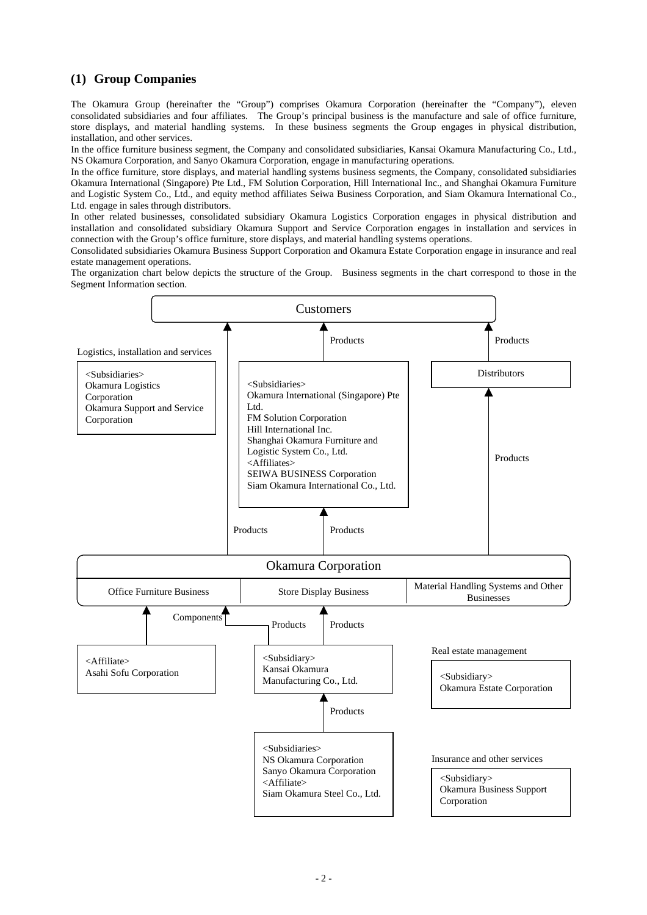## (1) Group Companies

The Okamura Group (hereinafter the "Group") comprises Okamura Corporation (hereinafter the "Company"), eleven consolidated subsidiaries and four affiliates. The Group's principal business is the manufacture and sale of office furniture, store displays, and material handling systems. In these business segments the Group engages in physical distribution, installation, and other services.

In the office furniture business segment, the Company and consolidated subsidiaries, Kansai Okamura Manufacturing Co., Ltd., NS Okamura Corporation, and Sanyo Okamura Corporation, engage in manufacturing operations.

In the office furniture, store displays, and material handling systems business segments, the Company, consolidated subsidiaries Okamura International (Singapore) Pte Ltd., FM Solution Corporation, Hill International Inc., and Shanghai Okamura Furniture and Logistic System Co., Ltd., and equity method affiliates Seiwa Business Corporation, and Siam Okamura International Co., Ltd. engage in sales through distributors.

In other related businesses, consolidated subsidiary Okamura Logistics Corporation engages in physical distribution and installation and consolidated subsidiary Okamura Support and Service Corporation engages in installation and services in connection with the Group's office furniture, store displays, and material handling systems operations.

Consolidated subsidiaries Okamura Business Support Corporation and Okamura Estate Corporation engage in insurance and real estate management operations.

The organization chart below depicts the structure of the Group. Business segments in the chart correspond to those in the Segment Information section.

Customers

Logistics, installation and services
- <Subsidiaries>
  - Okamura Logistics Corporation
  - Okamura Support and Service Corporation

Products →
- <Subsidiaries>
  - Okamura International (Singapore) Pte Ltd.
  - FM Solution Corporation
  - Hill International Inc.
  - Shanghai Okamura Furniture and Logistic System Co., Ltd.
- <Affiliates>
  - SEIWA BUSINESS Corporation
  - Siam Okamura International Co., Ltd.

Products → Distributors → Products → Customers

Okamura Corporation

| Office Furniture Business | Store Display Business | Material Handling Systems and Other Businesses |
|---|---|---|

Components ← <Affiliate> Asahi Sofu Corporation

Products ← <Subsidiary> Kansai Okamura Manufacturing Co., Ltd.

Products ← <Subsidiaries> NS Okamura Corporation, Sanyo Okamura Corporation; <Affiliate> Siam Okamura Steel Co., Ltd.

Real estate management
- <Subsidiary> Okamura Estate Corporation

Insurance and other services
- <Subsidiary> Okamura Business Support Corporation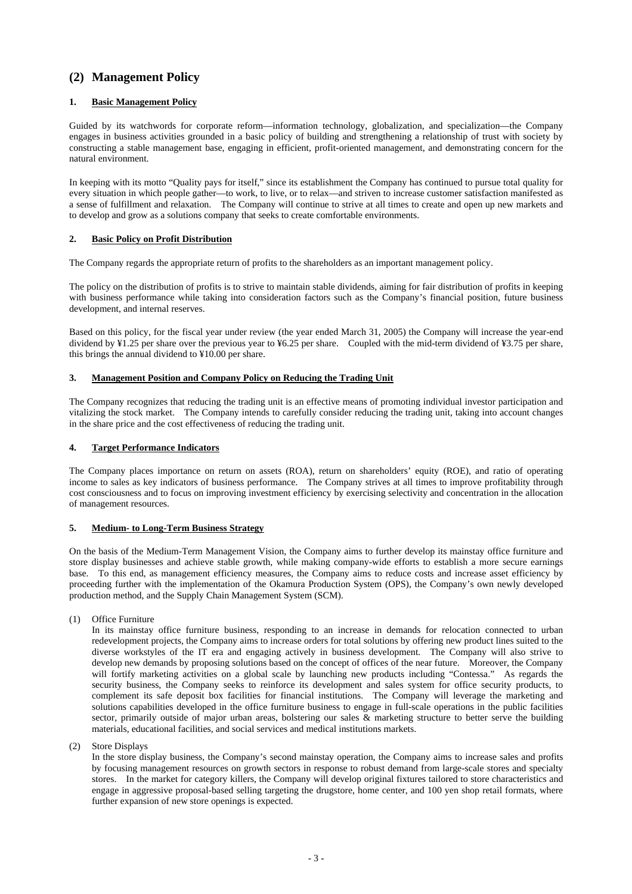## (2) Management Policy

### 1. Basic Management Policy

Guided by its watchwords for corporate reform—information technology, globalization, and specialization—the Company engages in business activities grounded in a basic policy of building and strengthening a relationship of trust with society by constructing a stable management base, engaging in efficient, profit-oriented management, and demonstrating concern for the natural environment.

In keeping with its motto "Quality pays for itself," since its establishment the Company has continued to pursue total quality for every situation in which people gather—to work, to live, or to relax—and striven to increase customer satisfaction manifested as a sense of fulfillment and relaxation. The Company will continue to strive at all times to create and open up new markets and to develop and grow as a solutions company that seeks to create comfortable environments.

### 2. Basic Policy on Profit Distribution

The Company regards the appropriate return of profits to the shareholders as an important management policy.

The policy on the distribution of profits is to strive to maintain stable dividends, aiming for fair distribution of profits in keeping with business performance while taking into consideration factors such as the Company's financial position, future business development, and internal reserves.

Based on this policy, for the fiscal year under review (the year ended March 31, 2005) the Company will increase the year-end dividend by ¥1.25 per share over the previous year to ¥6.25 per share. Coupled with the mid-term dividend of ¥3.75 per share, this brings the annual dividend to ¥10.00 per share.

### 3. Management Position and Company Policy on Reducing the Trading Unit

The Company recognizes that reducing the trading unit is an effective means of promoting individual investor participation and vitalizing the stock market. The Company intends to carefully consider reducing the trading unit, taking into account changes in the share price and the cost effectiveness of reducing the trading unit.

### 4. Target Performance Indicators

The Company places importance on return on assets (ROA), return on shareholders' equity (ROE), and ratio of operating income to sales as key indicators of business performance. The Company strives at all times to improve profitability through cost consciousness and to focus on improving investment efficiency by exercising selectivity and concentration in the allocation of management resources.

### 5. Medium- to Long-Term Business Strategy

On the basis of the Medium-Term Management Vision, the Company aims to further develop its mainstay office furniture and store display businesses and achieve stable growth, while making company-wide efforts to establish a more secure earnings base. To this end, as management efficiency measures, the Company aims to reduce costs and increase asset efficiency by proceeding further with the implementation of the Okamura Production System (OPS), the Company's own newly developed production method, and the Supply Chain Management System (SCM).

(1) Office Furniture

In its mainstay office furniture business, responding to an increase in demands for relocation connected to urban redevelopment projects, the Company aims to increase orders for total solutions by offering new product lines suited to the diverse workstyles of the IT era and engaging actively in business development. The Company will also strive to develop new demands by proposing solutions based on the concept of offices of the near future. Moreover, the Company will fortify marketing activities on a global scale by launching new products including "Contessa." As regards the security business, the Company seeks to reinforce its development and sales system for office security products, to complement its safe deposit box facilities for financial institutions. The Company will leverage the marketing and solutions capabilities developed in the office furniture business to engage in full-scale operations in the public facilities sector, primarily outside of major urban areas, bolstering our sales & marketing structure to better serve the building materials, educational facilities, and social services and medical institutions markets.

(2) Store Displays

In the store display business, the Company's second mainstay operation, the Company aims to increase sales and profits by focusing management resources on growth sectors in response to robust demand from large-scale stores and specialty stores. In the market for category killers, the Company will develop original fixtures tailored to store characteristics and engage in aggressive proposal-based selling targeting the drugstore, home center, and 100 yen shop retail formats, where further expansion of new store openings is expected.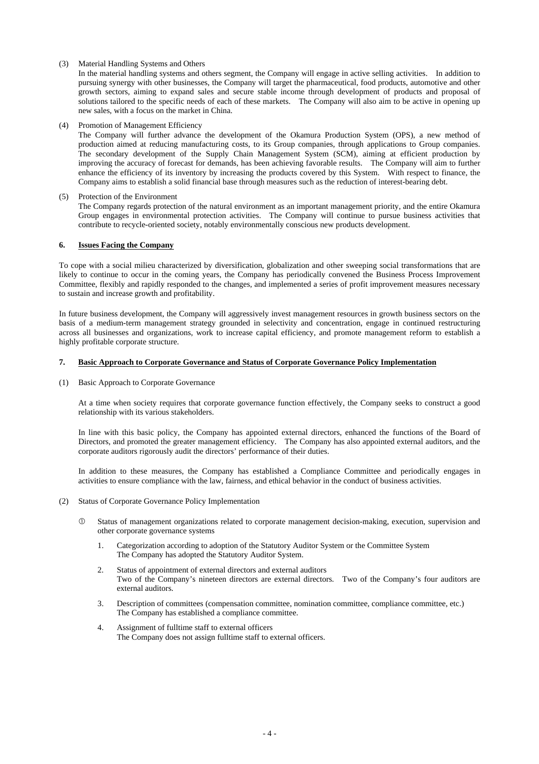(3) Material Handling Systems and Others

In the material handling systems and others segment, the Company will engage in active selling activities. In addition to pursuing synergy with other businesses, the Company will target the pharmaceutical, food products, automotive and other growth sectors, aiming to expand sales and secure stable income through development of products and proposal of solutions tailored to the specific needs of each of these markets. The Company will also aim to be active in opening up new sales, with a focus on the market in China.

(4) Promotion of Management Efficiency

The Company will further advance the development of the Okamura Production System (OPS), a new method of production aimed at reducing manufacturing costs, to its Group companies, through applications to Group companies. The secondary development of the Supply Chain Management System (SCM), aiming at efficient production by improving the accuracy of forecast for demands, has been achieving favorable results. The Company will aim to further enhance the efficiency of its inventory by increasing the products covered by this System. With respect to finance, the Company aims to establish a solid financial base through measures such as the reduction of interest-bearing debt.

(5) Protection of the Environment

The Company regards protection of the natural environment as an important management priority, and the entire Okamura Group engages in environmental protection activities. The Company will continue to pursue business activities that contribute to recycle-oriented society, notably environmentally conscious new products development.

## 6. Issues Facing the Company

To cope with a social milieu characterized by diversification, globalization and other sweeping social transformations that are likely to continue to occur in the coming years, the Company has periodically convened the Business Process Improvement Committee, flexibly and rapidly responded to the changes, and implemented a series of profit improvement measures necessary to sustain and increase growth and profitability.

In future business development, the Company will aggressively invest management resources in growth business sectors on the basis of a medium-term management strategy grounded in selectivity and concentration, engage in continued restructuring across all businesses and organizations, work to increase capital efficiency, and promote management reform to establish a highly profitable corporate structure.

## 7. Basic Approach to Corporate Governance and Status of Corporate Governance Policy Implementation

(1) Basic Approach to Corporate Governance

At a time when society requires that corporate governance function effectively, the Company seeks to construct a good relationship with its various stakeholders.

In line with this basic policy, the Company has appointed external directors, enhanced the functions of the Board of Directors, and promoted the greater management efficiency. The Company has also appointed external auditors, and the corporate auditors rigorously audit the directors' performance of their duties.

In addition to these measures, the Company has established a Compliance Committee and periodically engages in activities to ensure compliance with the law, fairness, and ethical behavior in the conduct of business activities.

(2) Status of Corporate Governance Policy Implementation

① Status of management organizations related to corporate management decision-making, execution, supervision and other corporate governance systems

1. Categorization according to adoption of the Statutory Auditor System or the Committee System
   The Company has adopted the Statutory Auditor System.

2. Status of appointment of external directors and external auditors
   Two of the Company's nineteen directors are external directors. Two of the Company's four auditors are external auditors.

3. Description of committees (compensation committee, nomination committee, compliance committee, etc.)
   The Company has established a compliance committee.

4. Assignment of fulltime staff to external officers
   The Company does not assign fulltime staff to external officers.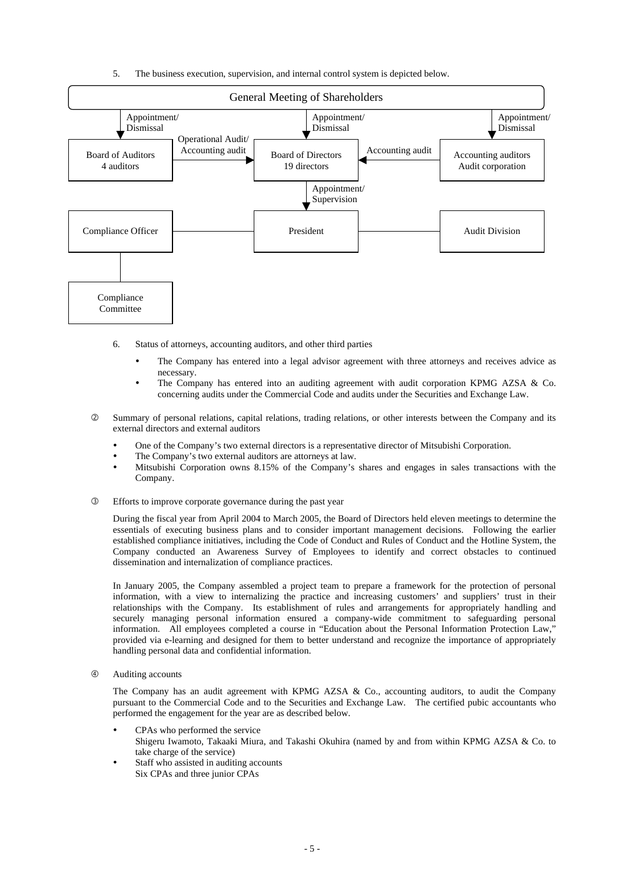5. The business execution, supervision, and internal control system is depicted below.

General Meeting of Shareholders

- General Meeting of Shareholders → Board of Auditors (4 auditors): Appointment/ Dismissal
- General Meeting of Shareholders → Board of Directors (19 directors): Appointment/ Dismissal
- General Meeting of Shareholders → Accounting auditors (Audit corporation): Appointment/ Dismissal
- Board of Auditors → Board of Directors: Operational Audit/ Accounting audit
- Accounting auditors → Board of Directors: Accounting audit
- Board of Directors → President: Appointment/ Supervision
- President — Compliance Officer
- President — Audit Division
- Compliance Officer — Compliance Committee

6. Status of attorneys, accounting auditors, and other third parties

- The Company has entered into a legal advisor agreement with three attorneys and receives advice as necessary.
- The Company has entered into an auditing agreement with audit corporation KPMG AZSA & Co. concerning audits under the Commercial Code and audits under the Securities and Exchange Law.

② Summary of personal relations, capital relations, trading relations, or other interests between the Company and its external directors and external auditors

- One of the Company's two external directors is a representative director of Mitsubishi Corporation.
- The Company's two external auditors are attorneys at law.
- Mitsubishi Corporation owns 8.15% of the Company's shares and engages in sales transactions with the Company.

③ Efforts to improve corporate governance during the past year

During the fiscal year from April 2004 to March 2005, the Board of Directors held eleven meetings to determine the essentials of executing business plans and to consider important management decisions. Following the earlier established compliance initiatives, including the Code of Conduct and Rules of Conduct and the Hotline System, the Company conducted an Awareness Survey of Employees to identify and correct obstacles to continued dissemination and internalization of compliance practices.

In January 2005, the Company assembled a project team to prepare a framework for the protection of personal information, with a view to internalizing the practice and increasing customers' and suppliers' trust in their relationships with the Company. Its establishment of rules and arrangements for appropriately handling and securely managing personal information ensured a company-wide commitment to safeguarding personal information. All employees completed a course in "Education about the Personal Information Protection Law," provided via e-learning and designed for them to better understand and recognize the importance of appropriately handling personal data and confidential information.

④ Auditing accounts

The Company has an audit agreement with KPMG AZSA & Co., accounting auditors, to audit the Company pursuant to the Commercial Code and to the Securities and Exchange Law. The certified pubic accountants who performed the engagement for the year are as described below.

- CPAs who performed the service
  Shigeru Iwamoto, Takaaki Miura, and Takashi Okuhira (named by and from within KPMG AZSA & Co. to take charge of the service)
- Staff who assisted in auditing accounts
  Six CPAs and three junior CPAs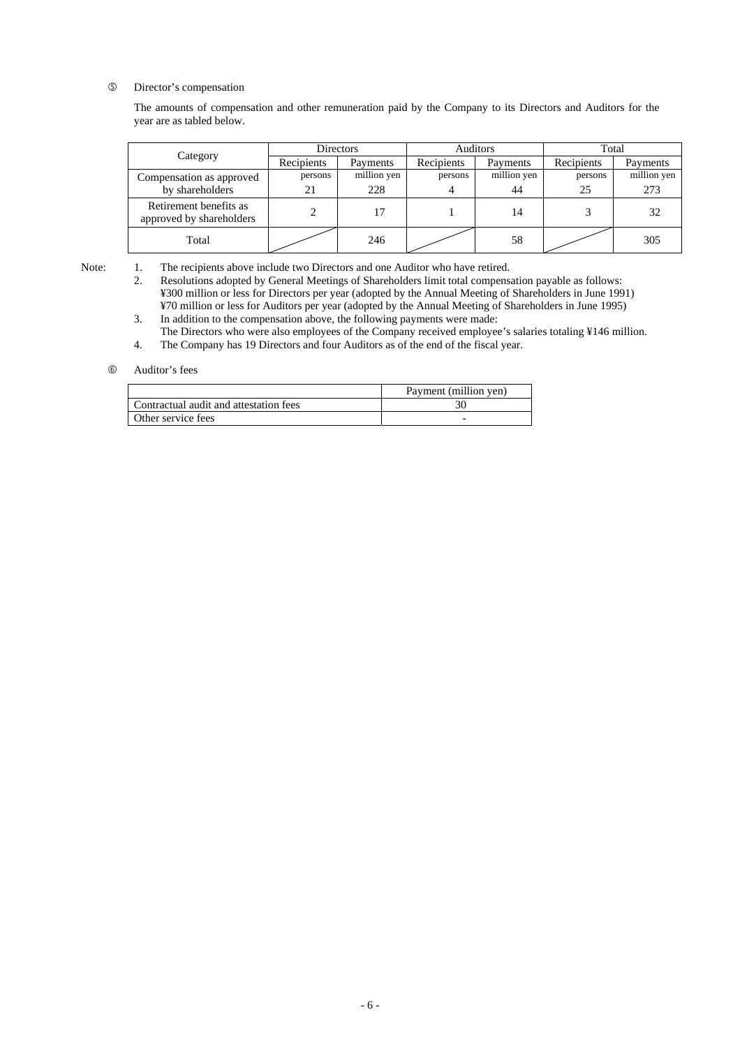⑤ Director's compensation

The amounts of compensation and other remuneration paid by the Company to its Directors and Auditors for the year are as tabled below.

| Category | Directors | | Auditors | | Total | |
|---|---|---|---|---|---|---|
| | Recipients | Payments | Recipients | Payments | Recipients | Payments |
| Compensation as approved by shareholders | persons 21 | million yen 228 | persons 4 | million yen 44 | persons 25 | million yen 273 |
| Retirement benefits as approved by shareholders | 2 | 17 | 1 | 14 | 3 | 32 |
| Total | | 246 | | 58 | | 305 |

Note:
1. The recipients above include two Directors and one Auditor who have retired.
2. Resolutions adopted by General Meetings of Shareholders limit total compensation payable as follows:
   ¥300 million or less for Directors per year (adopted by the Annual Meeting of Shareholders in June 1991)
   ¥70 million or less for Auditors per year (adopted by the Annual Meeting of Shareholders in June 1995)
3. In addition to the compensation above, the following payments were made:
   The Directors who were also employees of the Company received employee's salaries totaling ¥146 million.
4. The Company has 19 Directors and four Auditors as of the end of the fiscal year.

⑥ Auditor's fees

| | Payment (million yen) |
|---|---|
| Contractual audit and attestation fees | 30 |
| Other service fees | - |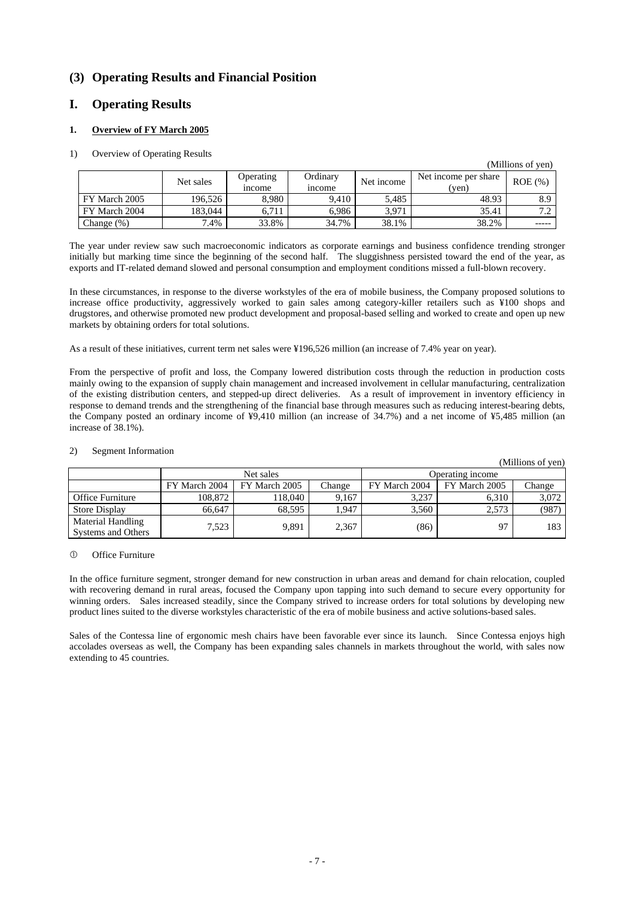## (3) Operating Results and Financial Position

## I. Operating Results

### 1. Overview of FY March 2005

1) Overview of Operating Results

(Millions of yen)

| | Net sales | Operating income | Ordinary income | Net income | Net income per share (yen) | ROE (%) |
|---|---|---|---|---|---|---|
| FY March 2005 | 196,526 | 8,980 | 9,410 | 5,485 | 48.93 | 8.9 |
| FY March 2004 | 183,044 | 6,711 | 6,986 | 3,971 | 35.41 | 7.2 |
| Change (%) | 7.4% | 33.8% | 34.7% | 38.1% | 38.2% | ----- |

The year under review saw such macroeconomic indicators as corporate earnings and business confidence trending stronger initially but marking time since the beginning of the second half. The sluggishness persisted toward the end of the year, as exports and IT-related demand slowed and personal consumption and employment conditions missed a full-blown recovery.

In these circumstances, in response to the diverse workstyles of the era of mobile business, the Company proposed solutions to increase office productivity, aggressively worked to gain sales among category-killer retailers such as ¥100 shops and drugstores, and otherwise promoted new product development and proposal-based selling and worked to create and open up new markets by obtaining orders for total solutions.

As a result of these initiatives, current term net sales were ¥196,526 million (an increase of 7.4% year on year).

From the perspective of profit and loss, the Company lowered distribution costs through the reduction in production costs mainly owing to the expansion of supply chain management and increased involvement in cellular manufacturing, centralization of the existing distribution centers, and stepped-up direct deliveries. As a result of improvement in inventory efficiency in response to demand trends and the strengthening of the financial base through measures such as reducing interest-bearing debts, the Company posted an ordinary income of ¥9,410 million (an increase of 34.7%) and a net income of ¥5,485 million (an increase of 38.1%).

2) Segment Information

(Millions of yen)

| | Net sales | | | Operating income | | |
|---|---|---|---|---|---|---|
| | FY March 2004 | FY March 2005 | Change | FY March 2004 | FY March 2005 | Change |
| Office Furniture | 108,872 | 118,040 | 9,167 | 3,237 | 6,310 | 3,072 |
| Store Display | 66,647 | 68,595 | 1,947 | 3,560 | 2,573 | (987) |
| Material Handling Systems and Others | 7,523 | 9,891 | 2,367 | (86) | 97 | 183 |

① Office Furniture

In the office furniture segment, stronger demand for new construction in urban areas and demand for chain relocation, coupled with recovering demand in rural areas, focused the Company upon tapping into such demand to secure every opportunity for winning orders. Sales increased steadily, since the Company strived to increase orders for total solutions by developing new product lines suited to the diverse workstyles characteristic of the era of mobile business and active solutions-based sales.

Sales of the Contessa line of ergonomic mesh chairs have been favorable ever since its launch. Since Contessa enjoys high accolades overseas as well, the Company has been expanding sales channels in markets throughout the world, with sales now extending to 45 countries.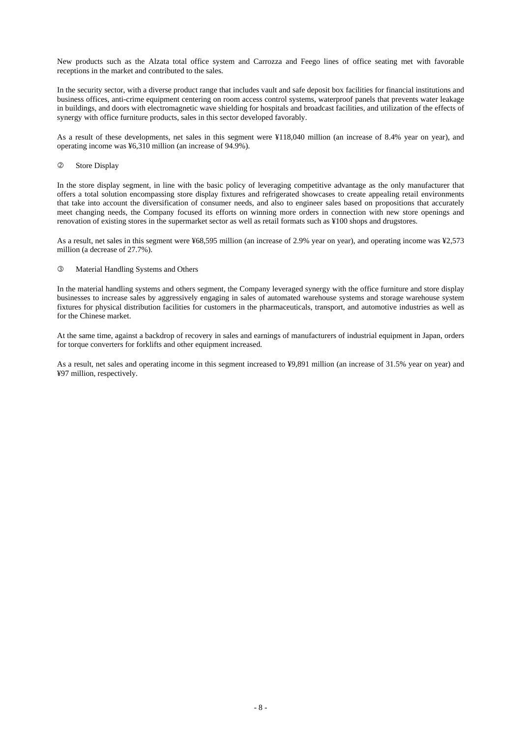New products such as the Alzata total office system and Carrozza and Feego lines of office seating met with favorable receptions in the market and contributed to the sales.

In the security sector, with a diverse product range that includes vault and safe deposit box facilities for financial institutions and business offices, anti-crime equipment centering on room access control systems, waterproof panels that prevents water leakage in buildings, and doors with electromagnetic wave shielding for hospitals and broadcast facilities, and utilization of the effects of synergy with office furniture products, sales in this sector developed favorably.

As a result of these developments, net sales in this segment were ¥118,040 million (an increase of 8.4% year on year), and operating income was ¥6,310 million (an increase of 94.9%).

② Store Display

In the store display segment, in line with the basic policy of leveraging competitive advantage as the only manufacturer that offers a total solution encompassing store display fixtures and refrigerated showcases to create appealing retail environments that take into account the diversification of consumer needs, and also to engineer sales based on propositions that accurately meet changing needs, the Company focused its efforts on winning more orders in connection with new store openings and renovation of existing stores in the supermarket sector as well as retail formats such as ¥100 shops and drugstores.

As a result, net sales in this segment were ¥68,595 million (an increase of 2.9% year on year), and operating income was ¥2,573 million (a decrease of 27.7%).

③ Material Handling Systems and Others

In the material handling systems and others segment, the Company leveraged synergy with the office furniture and store display businesses to increase sales by aggressively engaging in sales of automated warehouse systems and storage warehouse system fixtures for physical distribution facilities for customers in the pharmaceuticals, transport, and automotive industries as well as for the Chinese market.

At the same time, against a backdrop of recovery in sales and earnings of manufacturers of industrial equipment in Japan, orders for torque converters for forklifts and other equipment increased.

As a result, net sales and operating income in this segment increased to ¥9,891 million (an increase of 31.5% year on year) and ¥97 million, respectively.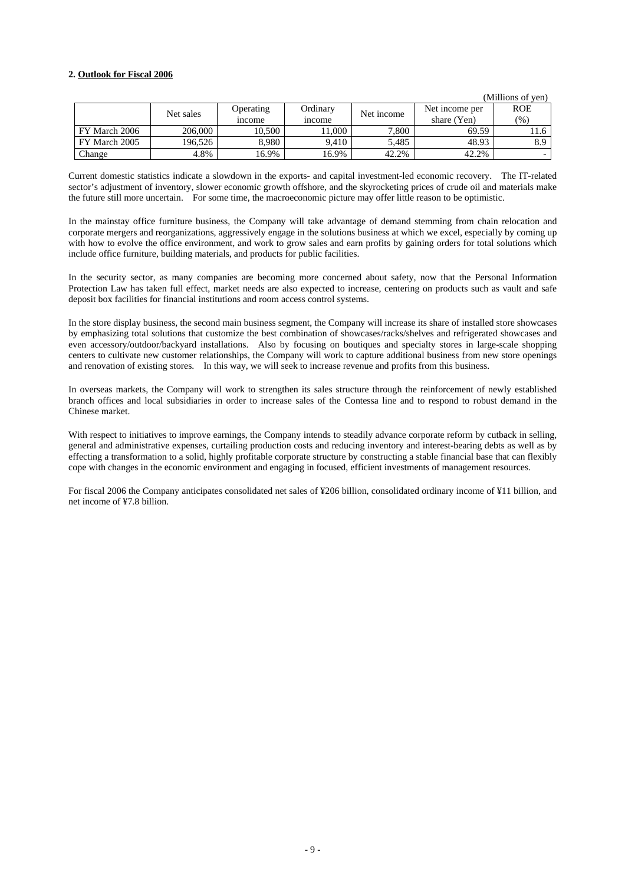**2. Outlook for Fiscal 2006**

(Millions of yen)

| | Net sales | Operating income | Ordinary income | Net income | Net income per share (Yen) | ROE (%) |
|---|---|---|---|---|---|---|
| FY March 2006 | 206,000 | 10,500 | 11,000 | 7,800 | 69.59 | 11.6 |
| FY March 2005 | 196,526 | 8,980 | 9,410 | 5,485 | 48.93 | 8.9 |
| Change | 4.8% | 16.9% | 16.9% | 42.2% | 42.2% | - |

Current domestic statistics indicate a slowdown in the exports- and capital investment-led economic recovery. The IT-related sector's adjustment of inventory, slower economic growth offshore, and the skyrocketing prices of crude oil and materials make the future still more uncertain. For some time, the macroeconomic picture may offer little reason to be optimistic.

In the mainstay office furniture business, the Company will take advantage of demand stemming from chain relocation and corporate mergers and reorganizations, aggressively engage in the solutions business at which we excel, especially by coming up with how to evolve the office environment, and work to grow sales and earn profits by gaining orders for total solutions which include office furniture, building materials, and products for public facilities.

In the security sector, as many companies are becoming more concerned about safety, now that the Personal Information Protection Law has taken full effect, market needs are also expected to increase, centering on products such as vault and safe deposit box facilities for financial institutions and room access control systems.

In the store display business, the second main business segment, the Company will increase its share of installed store showcases by emphasizing total solutions that customize the best combination of showcases/racks/shelves and refrigerated showcases and even accessory/outdoor/backyard installations. Also by focusing on boutiques and specialty stores in large-scale shopping centers to cultivate new customer relationships, the Company will work to capture additional business from new store openings and renovation of existing stores. In this way, we will seek to increase revenue and profits from this business.

In overseas markets, the Company will work to strengthen its sales structure through the reinforcement of newly established branch offices and local subsidiaries in order to increase sales of the Contessa line and to respond to robust demand in the Chinese market.

With respect to initiatives to improve earnings, the Company intends to steadily advance corporate reform by cutback in selling, general and administrative expenses, curtailing production costs and reducing inventory and interest-bearing debts as well as by effecting a transformation to a solid, highly profitable corporate structure by constructing a stable financial base that can flexibly cope with changes in the economic environment and engaging in focused, efficient investments of management resources.

For fiscal 2006 the Company anticipates consolidated net sales of ¥206 billion, consolidated ordinary income of ¥11 billion, and net income of ¥7.8 billion.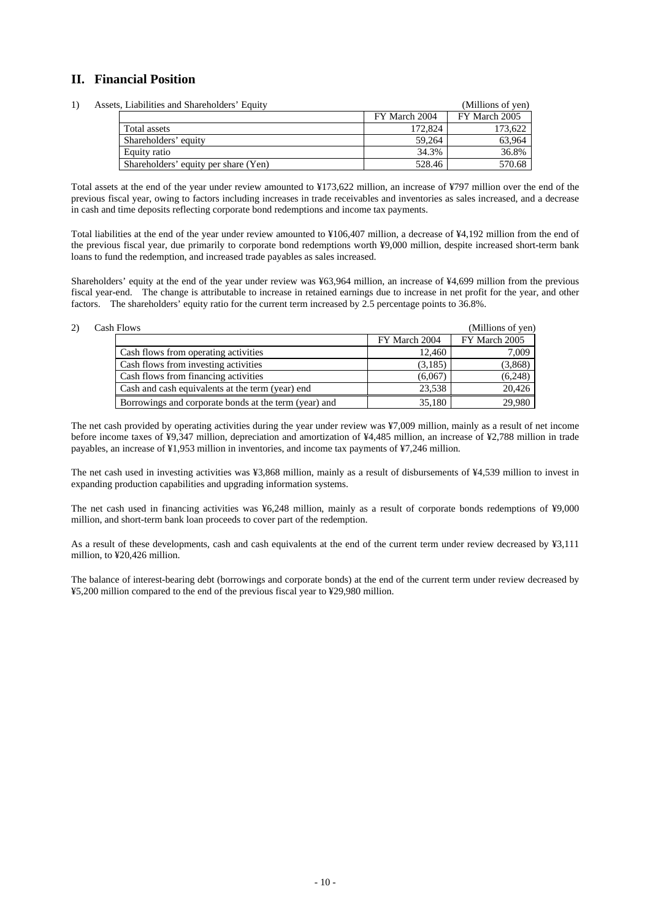## II. Financial Position

1) Assets, Liabilities and Shareholders' Equity (Millions of yen)

| | FY March 2004 | FY March 2005 |
|---|---|---|
| Total assets | 172,824 | 173,622 |
| Shareholders' equity | 59,264 | 63,964 |
| Equity ratio | 34.3% | 36.8% |
| Shareholders' equity per share (Yen) | 528.46 | 570.68 |

Total assets at the end of the year under review amounted to ¥173,622 million, an increase of ¥797 million over the end of the previous fiscal year, owing to factors including increases in trade receivables and inventories as sales increased, and a decrease in cash and time deposits reflecting corporate bond redemptions and income tax payments.

Total liabilities at the end of the year under review amounted to ¥106,407 million, a decrease of ¥4,192 million from the end of the previous fiscal year, due primarily to corporate bond redemptions worth ¥9,000 million, despite increased short-term bank loans to fund the redemption, and increased trade payables as sales increased.

Shareholders' equity at the end of the year under review was ¥63,964 million, an increase of ¥4,699 million from the previous fiscal year-end. The change is attributable to increase in retained earnings due to increase in net profit for the year, and other factors. The shareholders' equity ratio for the current term increased by 2.5 percentage points to 36.8%.

2) Cash Flows (Millions of yen)

| | FY March 2004 | FY March 2005 |
|---|---|---|
| Cash flows from operating activities | 12,460 | 7,009 |
| Cash flows from investing activities | (3,185) | (3,868) |
| Cash flows from financing activities | (6,067) | (6,248) |
| Cash and cash equivalents at the term (year) end | 23,538 | 20,426 |
| Borrowings and corporate bonds at the term (year) and | 35,180 | 29,980 |

The net cash provided by operating activities during the year under review was ¥7,009 million, mainly as a result of net income before income taxes of ¥9,347 million, depreciation and amortization of ¥4,485 million, an increase of ¥2,788 million in trade payables, an increase of ¥1,953 million in inventories, and income tax payments of ¥7,246 million.

The net cash used in investing activities was ¥3,868 million, mainly as a result of disbursements of ¥4,539 million to invest in expanding production capabilities and upgrading information systems.

The net cash used in financing activities was ¥6,248 million, mainly as a result of corporate bonds redemptions of ¥9,000 million, and short-term bank loan proceeds to cover part of the redemption.

As a result of these developments, cash and cash equivalents at the end of the current term under review decreased by ¥3,111 million, to ¥20,426 million.

The balance of interest-bearing debt (borrowings and corporate bonds) at the end of the current term under review decreased by ¥5,200 million compared to the end of the previous fiscal year to ¥29,980 million.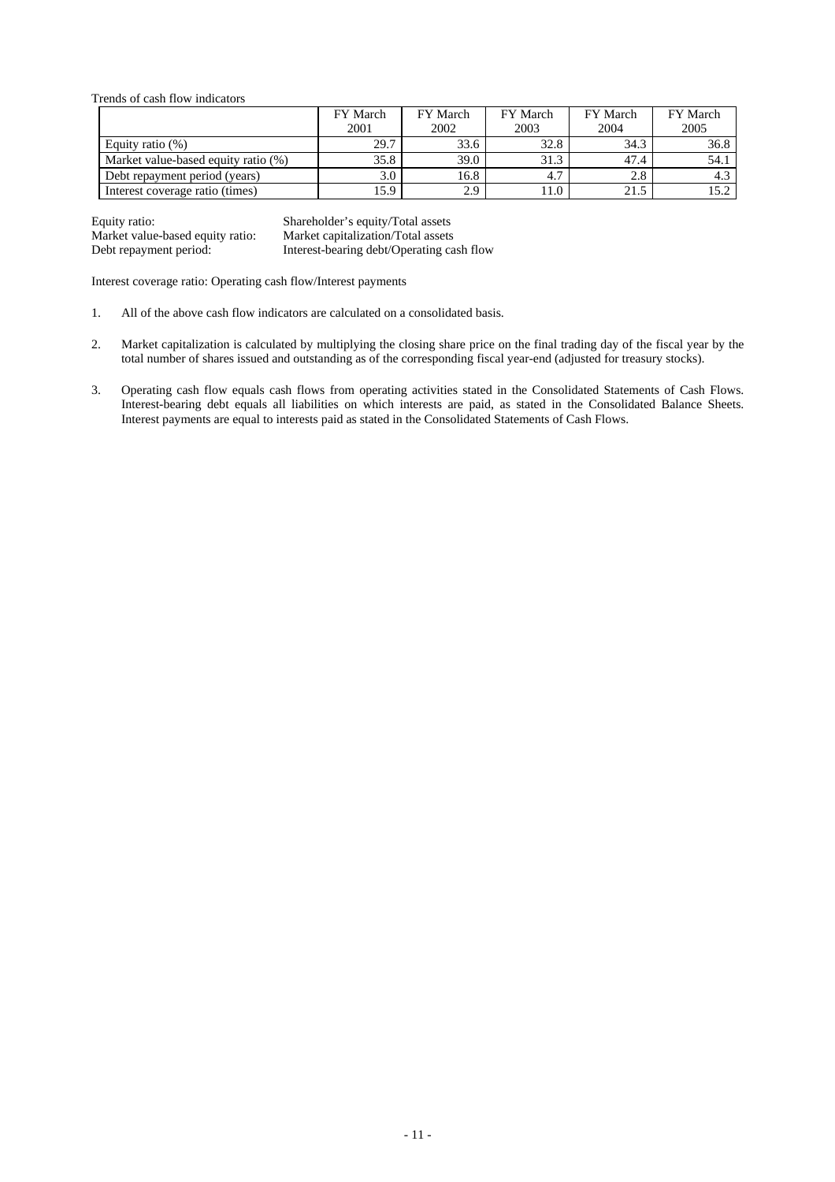Trends of cash flow indicators

| | FY March 2001 | FY March 2002 | FY March 2003 | FY March 2004 | FY March 2005 |
|---|---|---|---|---|---|
| Equity ratio (%) | 29.7 | 33.6 | 32.8 | 34.3 | 36.8 |
| Market value-based equity ratio (%) | 35.8 | 39.0 | 31.3 | 47.4 | 54.1 |
| Debt repayment period (years) | 3.0 | 16.8 | 4.7 | 2.8 | 4.3 |
| Interest coverage ratio (times) | 15.9 | 2.9 | 11.0 | 21.5 | 15.2 |

Equity ratio: Shareholder's equity/Total assets
Market value-based equity ratio: Market capitalization/Total assets
Debt repayment period: Interest-bearing debt/Operating cash flow

Interest coverage ratio: Operating cash flow/Interest payments

1. All of the above cash flow indicators are calculated on a consolidated basis.

2. Market capitalization is calculated by multiplying the closing share price on the final trading day of the fiscal year by the total number of shares issued and outstanding as of the corresponding fiscal year-end (adjusted for treasury stocks).

3. Operating cash flow equals cash flows from operating activities stated in the Consolidated Statements of Cash Flows. Interest-bearing debt equals all liabilities on which interests are paid, as stated in the Consolidated Balance Sheets. Interest payments are equal to interests paid as stated in the Consolidated Statements of Cash Flows.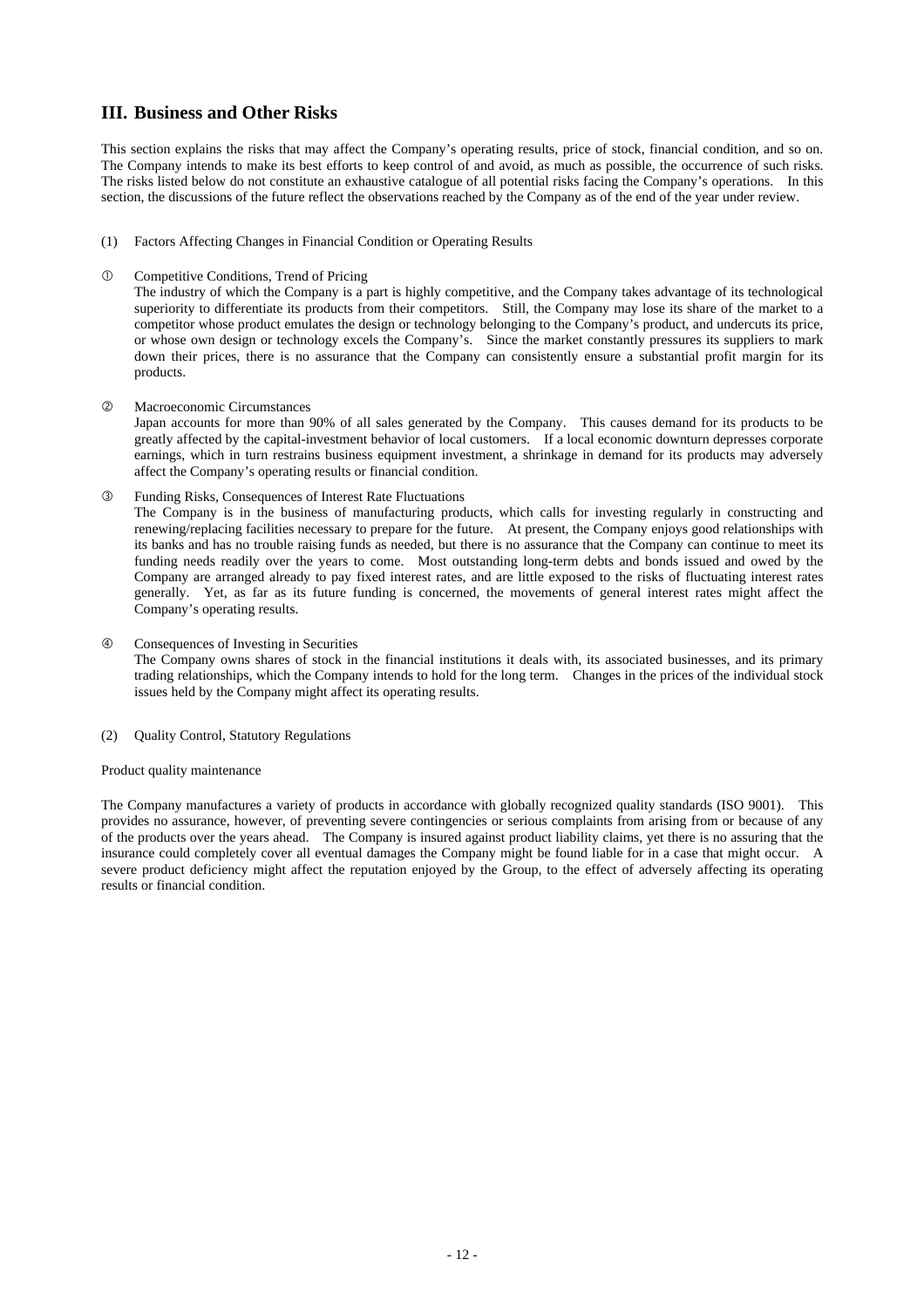## III. Business and Other Risks

This section explains the risks that may affect the Company's operating results, price of stock, financial condition, and so on. The Company intends to make its best efforts to keep control of and avoid, as much as possible, the occurrence of such risks. The risks listed below do not constitute an exhaustive catalogue of all potential risks facing the Company's operations. In this section, the discussions of the future reflect the observations reached by the Company as of the end of the year under review.

(1) Factors Affecting Changes in Financial Condition or Operating Results

① Competitive Conditions, Trend of Pricing

The industry of which the Company is a part is highly competitive, and the Company takes advantage of its technological superiority to differentiate its products from their competitors. Still, the Company may lose its share of the market to a competitor whose product emulates the design or technology belonging to the Company's product, and undercuts its price, or whose own design or technology excels the Company's. Since the market constantly pressures its suppliers to mark down their prices, there is no assurance that the Company can consistently ensure a substantial profit margin for its products.

② Macroeconomic Circumstances

Japan accounts for more than 90% of all sales generated by the Company. This causes demand for its products to be greatly affected by the capital-investment behavior of local customers. If a local economic downturn depresses corporate earnings, which in turn restrains business equipment investment, a shrinkage in demand for its products may adversely affect the Company's operating results or financial condition.

③ Funding Risks, Consequences of Interest Rate Fluctuations

The Company is in the business of manufacturing products, which calls for investing regularly in constructing and renewing/replacing facilities necessary to prepare for the future. At present, the Company enjoys good relationships with its banks and has no trouble raising funds as needed, but there is no assurance that the Company can continue to meet its funding needs readily over the years to come. Most outstanding long-term debts and bonds issued and owed by the Company are arranged already to pay fixed interest rates, and are little exposed to the risks of fluctuating interest rates generally. Yet, as far as its future funding is concerned, the movements of general interest rates might affect the Company's operating results.

④ Consequences of Investing in Securities

The Company owns shares of stock in the financial institutions it deals with, its associated businesses, and its primary trading relationships, which the Company intends to hold for the long term. Changes in the prices of the individual stock issues held by the Company might affect its operating results.

(2) Quality Control, Statutory Regulations

Product quality maintenance

The Company manufactures a variety of products in accordance with globally recognized quality standards (ISO 9001). This provides no assurance, however, of preventing severe contingencies or serious complaints from arising from or because of any of the products over the years ahead. The Company is insured against product liability claims, yet there is no assuring that the insurance could completely cover all eventual damages the Company might be found liable for in a case that might occur. A severe product deficiency might affect the reputation enjoyed by the Group, to the effect of adversely affecting its operating results or financial condition.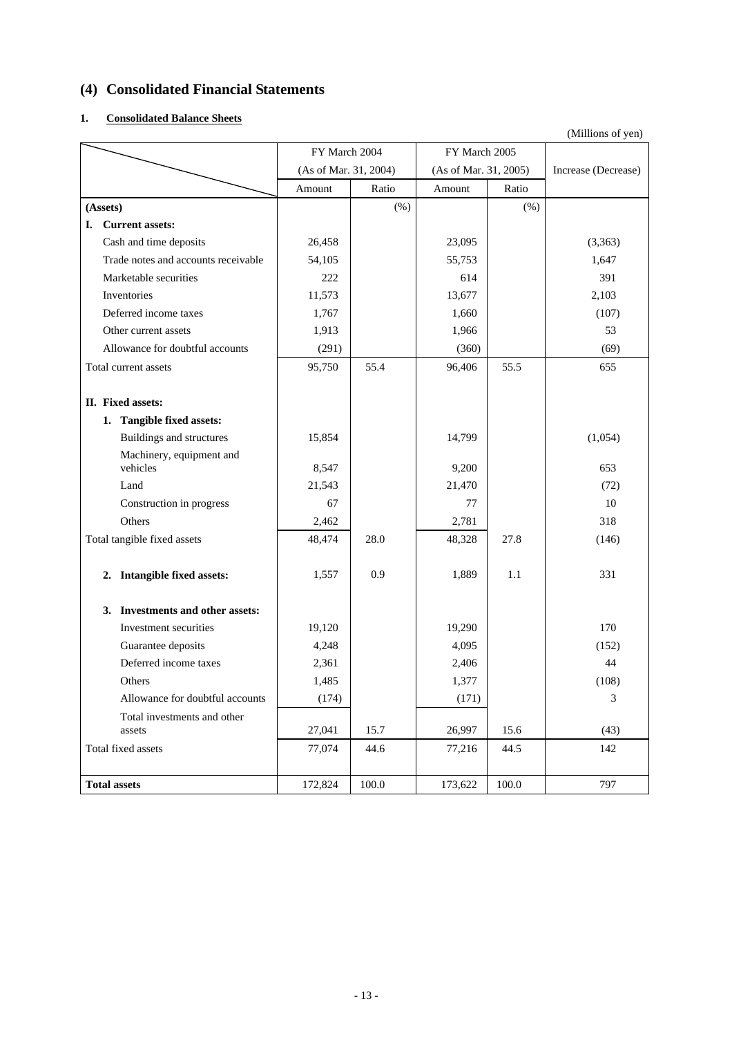## (4) Consolidated Financial Statements

### 1. Consolidated Balance Sheets

(Millions of yen)

| | FY March 2004 (As of Mar. 31, 2004) | | FY March 2005 (As of Mar. 31, 2005) | | Increase (Decrease) |
|---|---|---|---|---|---|
| | Amount | Ratio | Amount | Ratio | |
| **(Assets)** | | (%) | | (%) | |
| **I. Current assets:** | | | | | |
| Cash and time deposits | 26,458 | | 23,095 | | (3,363) |
| Trade notes and accounts receivable | 54,105 | | 55,753 | | 1,647 |
| Marketable securities | 222 | | 614 | | 391 |
| Inventories | 11,573 | | 13,677 | | 2,103 |
| Deferred income taxes | 1,767 | | 1,660 | | (107) |
| Other current assets | 1,913 | | 1,966 | | 53 |
| Allowance for doubtful accounts | (291) | | (360) | | (69) |
| Total current assets | 95,750 | 55.4 | 96,406 | 55.5 | 655 |
| **II. Fixed assets:** | | | | | |
| **1. Tangible fixed assets:** | | | | | |
| Buildings and structures | 15,854 | | 14,799 | | (1,054) |
| Machinery, equipment and vehicles | 8,547 | | 9,200 | | 653 |
| Land | 21,543 | | 21,470 | | (72) |
| Construction in progress | 67 | | 77 | | 10 |
| Others | 2,462 | | 2,781 | | 318 |
| Total tangible fixed assets | 48,474 | 28.0 | 48,328 | 27.8 | (146) |
| **2. Intangible fixed assets:** | 1,557 | 0.9 | 1,889 | 1.1 | 331 |
| **3. Investments and other assets:** | | | | | |
| Investment securities | 19,120 | | 19,290 | | 170 |
| Guarantee deposits | 4,248 | | 4,095 | | (152) |
| Deferred income taxes | 2,361 | | 2,406 | | 44 |
| Others | 1,485 | | 1,377 | | (108) |
| Allowance for doubtful accounts | (174) | | (171) | | 3 |
| Total investments and other assets | 27,041 | 15.7 | 26,997 | 15.6 | (43) |
| Total fixed assets | 77,074 | 44.6 | 77,216 | 44.5 | 142 |
| **Total assets** | 172,824 | 100.0 | 173,622 | 100.0 | 797 |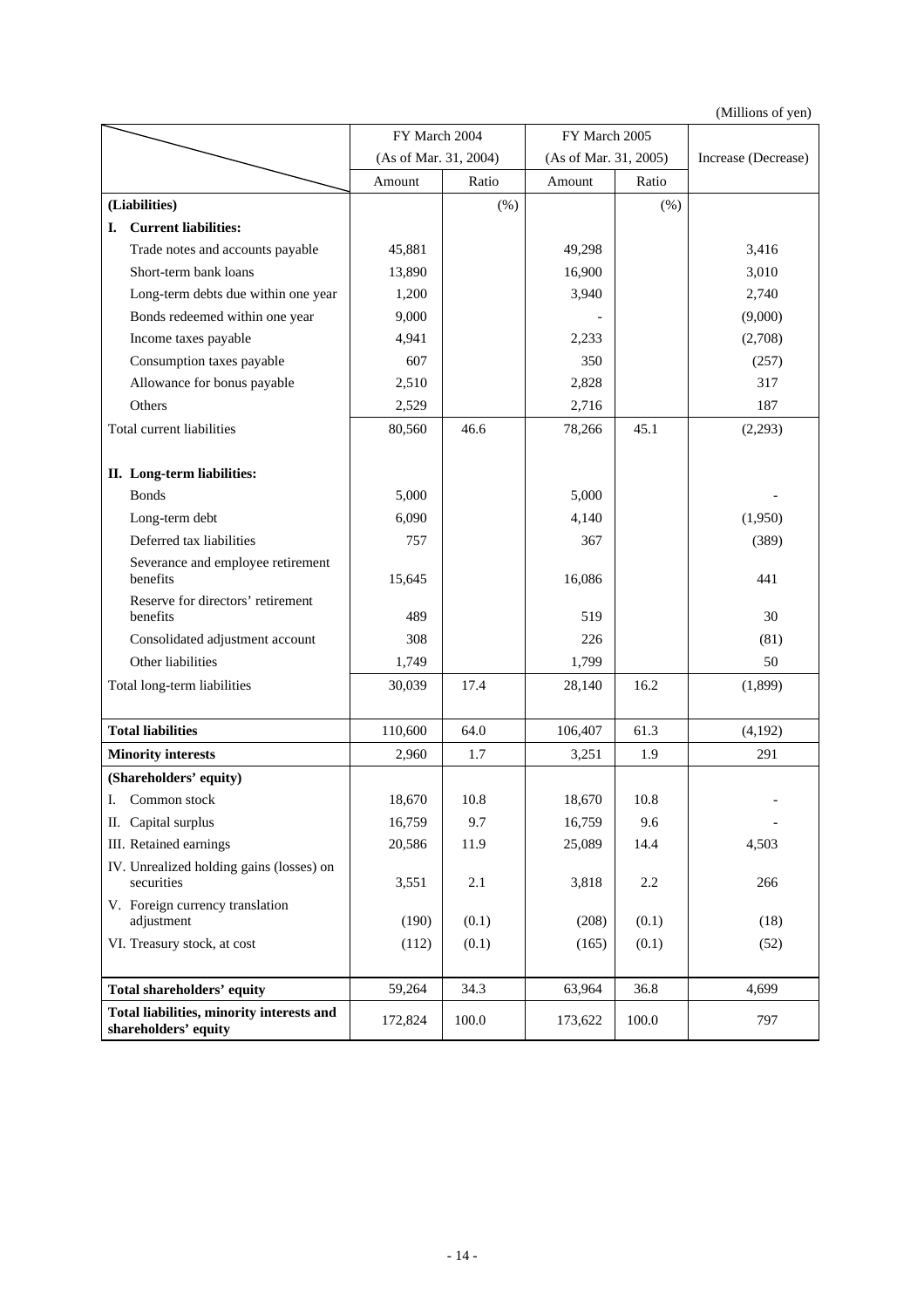(Millions of yen)

| | FY March 2004 (As of Mar. 31, 2004) | | FY March 2005 (As of Mar. 31, 2005) | | Increase (Decrease) |
|---|---|---|---|---|---|
| | Amount | Ratio | Amount | Ratio | |
| **(Liabilities)** | | (%) | | (%) | |
| **I. Current liabilities:** | | | | | |
| Trade notes and accounts payable | 45,881 | | 49,298 | | 3,416 |
| Short-term bank loans | 13,890 | | 16,900 | | 3,010 |
| Long-term debts due within one year | 1,200 | | 3,940 | | 2,740 |
| Bonds redeemed within one year | 9,000 | | - | | (9,000) |
| Income taxes payable | 4,941 | | 2,233 | | (2,708) |
| Consumption taxes payable | 607 | | 350 | | (257) |
| Allowance for bonus payable | 2,510 | | 2,828 | | 317 |
| Others | 2,529 | | 2,716 | | 187 |
| Total current liabilities | 80,560 | 46.6 | 78,266 | 45.1 | (2,293) |
| **II. Long-term liabilities:** | | | | | |
| Bonds | 5,000 | | 5,000 | | - |
| Long-term debt | 6,090 | | 4,140 | | (1,950) |
| Deferred tax liabilities | 757 | | 367 | | (389) |
| Severance and employee retirement benefits | 15,645 | | 16,086 | | 441 |
| Reserve for directors' retirement benefits | 489 | | 519 | | 30 |
| Consolidated adjustment account | 308 | | 226 | | (81) |
| Other liabilities | 1,749 | | 1,799 | | 50 |
| Total long-term liabilities | 30,039 | 17.4 | 28,140 | 16.2 | (1,899) |
| **Total liabilities** | 110,600 | 64.0 | 106,407 | 61.3 | (4,192) |
| **Minority interests** | 2,960 | 1.7 | 3,251 | 1.9 | 291 |
| **(Shareholders' equity)** | | | | | |
| I. Common stock | 18,670 | 10.8 | 18,670 | 10.8 | - |
| II. Capital surplus | 16,759 | 9.7 | 16,759 | 9.6 | - |
| III. Retained earnings | 20,586 | 11.9 | 25,089 | 14.4 | 4,503 |
| IV. Unrealized holding gains (losses) on securities | 3,551 | 2.1 | 3,818 | 2.2 | 266 |
| V. Foreign currency translation adjustment | (190) | (0.1) | (208) | (0.1) | (18) |
| VI. Treasury stock, at cost | (112) | (0.1) | (165) | (0.1) | (52) |
| **Total shareholders' equity** | 59,264 | 34.3 | 63,964 | 36.8 | 4,699 |
| **Total liabilities, minority interests and shareholders' equity** | 172,824 | 100.0 | 173,622 | 100.0 | 797 |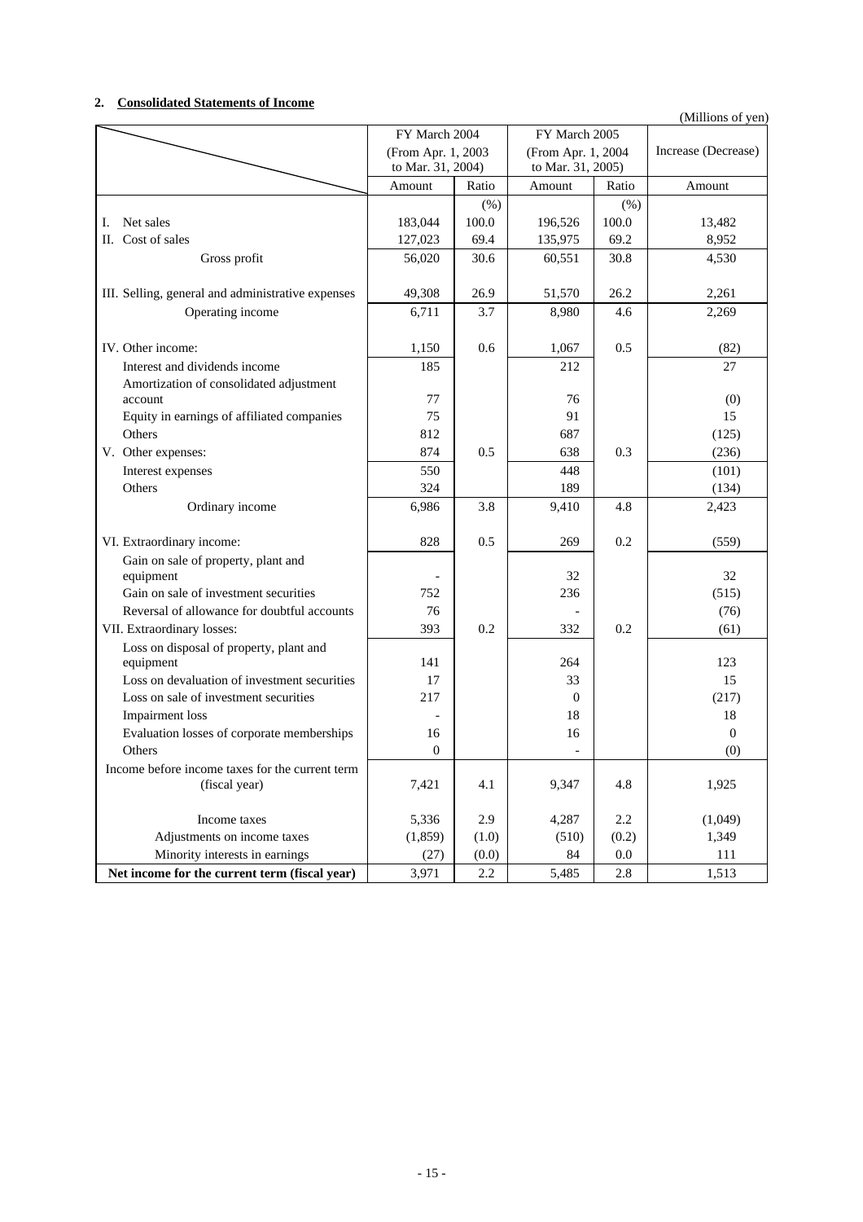## 2. Consolidated Statements of Income

(Millions of yen)

| | FY March 2004 (From Apr. 1, 2003 to Mar. 31, 2004) | | FY March 2005 (From Apr. 1, 2004 to Mar. 31, 2005) | | Increase (Decrease) |
|---|---|---|---|---|---|
| | Amount | Ratio | Amount | Ratio | Amount |
| | | (%) | | (%) | |
| I. Net sales | 183,044 | 100.0 | 196,526 | 100.0 | 13,482 |
| II. Cost of sales | 127,023 | 69.4 | 135,975 | 69.2 | 8,952 |
| Gross profit | 56,020 | 30.6 | 60,551 | 30.8 | 4,530 |
| III. Selling, general and administrative expenses | 49,308 | 26.9 | 51,570 | 26.2 | 2,261 |
| Operating income | 6,711 | 3.7 | 8,980 | 4.6 | 2,269 |
| IV. Other income: | 1,150 | 0.6 | 1,067 | 0.5 | (82) |
| Interest and dividends income | 185 | | 212 | | 27 |
| Amortization of consolidated adjustment account | 77 | | 76 | | (0) |
| Equity in earnings of affiliated companies | 75 | | 91 | | 15 |
| Others | 812 | | 687 | | (125) |
| V. Other expenses: | 874 | 0.5 | 638 | 0.3 | (236) |
| Interest expenses | 550 | | 448 | | (101) |
| Others | 324 | | 189 | | (134) |
| Ordinary income | 6,986 | 3.8 | 9,410 | 4.8 | 2,423 |
| VI. Extraordinary income: | 828 | 0.5 | 269 | 0.2 | (559) |
| Gain on sale of property, plant and equipment | - | | 32 | | 32 |
| Gain on sale of investment securities | 752 | | 236 | | (515) |
| Reversal of allowance for doubtful accounts | 76 | | - | | (76) |
| VII. Extraordinary losses: | 393 | 0.2 | 332 | 0.2 | (61) |
| Loss on disposal of property, plant and equipment | 141 | | 264 | | 123 |
| Loss on devaluation of investment securities | 17 | | 33 | | 15 |
| Loss on sale of investment securities | 217 | | 0 | | (217) |
| Impairment loss | - | | 18 | | 18 |
| Evaluation losses of corporate memberships | 16 | | 16 | | 0 |
| Others | 0 | | - | | (0) |
| Income before income taxes for the current term (fiscal year) | 7,421 | 4.1 | 9,347 | 4.8 | 1,925 |
| Income taxes | 5,336 | 2.9 | 4,287 | 2.2 | (1,049) |
| Adjustments on income taxes | (1,859) | (1.0) | (510) | (0.2) | 1,349 |
| Minority interests in earnings | (27) | (0.0) | 84 | 0.0 | 111 |
| **Net income for the current term (fiscal year)** | 3,971 | 2.2 | 5,485 | 2.8 | 1,513 |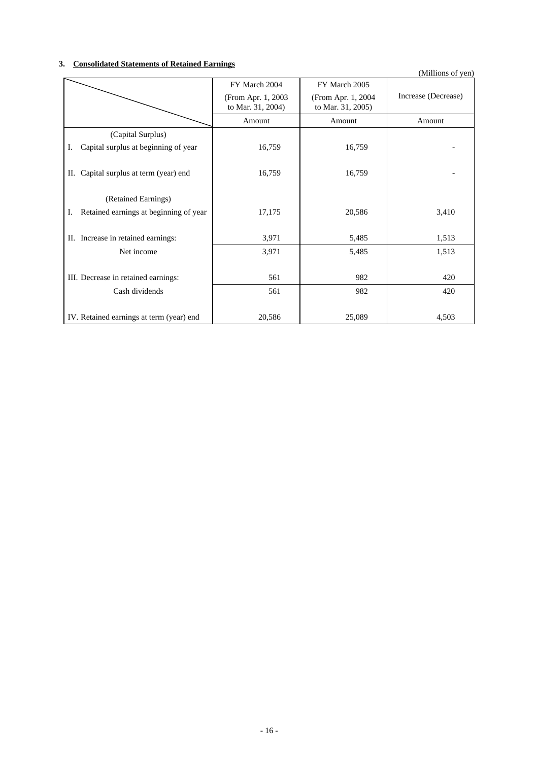### 3. Consolidated Statements of Retained Earnings

(Millions of yen)

| | FY March 2004 (From Apr. 1, 2003 to Mar. 31, 2004) | FY March 2005 (From Apr. 1, 2004 to Mar. 31, 2005) | Increase (Decrease) |
|---|---|---|---|
| | Amount | Amount | Amount |
| (Capital Surplus) | | | |
| I. Capital surplus at beginning of year | 16,759 | 16,759 | - |
| II. Capital surplus at term (year) end | 16,759 | 16,759 | - |
| (Retained Earnings) | | | |
| I. Retained earnings at beginning of year | 17,175 | 20,586 | 3,410 |
| II. Increase in retained earnings: | 3,971 | 5,485 | 1,513 |
| Net income | 3,971 | 5,485 | 1,513 |
| III. Decrease in retained earnings: | 561 | 982 | 420 |
| Cash dividends | 561 | 982 | 420 |
| IV. Retained earnings at term (year) end | 20,586 | 25,089 | 4,503 |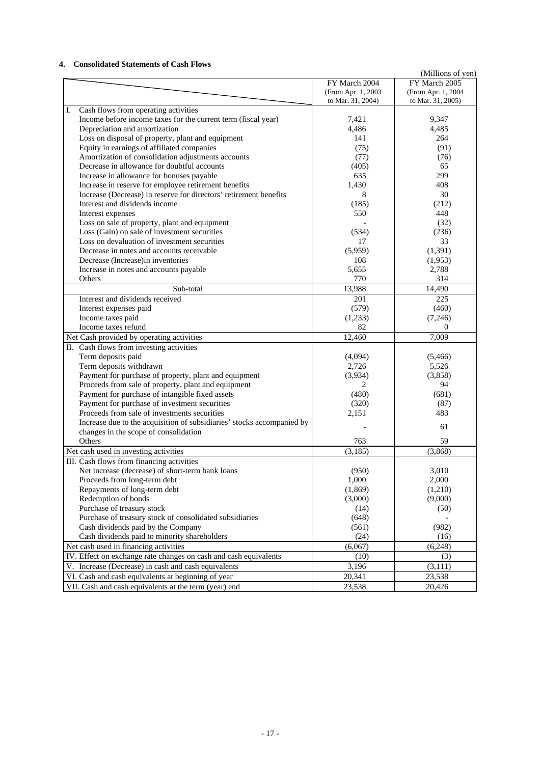## 4. Consolidated Statements of Cash Flows

(Millions of yen)

| | FY March 2004 (From Apr. 1, 2003 to Mar. 31, 2004) | FY March 2005 (From Apr. 1, 2004 to Mar. 31, 2005) |
|---|---|---|
| I. Cash flows from operating activities | | |
| Income before income taxes for the current term (fiscal year) | 7,421 | 9,347 |
| Depreciation and amortization | 4,486 | 4,485 |
| Loss on disposal of property, plant and equipment | 141 | 264 |
| Equity in earnings of affiliated companies | (75) | (91) |
| Amortization of consolidation adjustments accounts | (77) | (76) |
| Decrease in allowance for doubtful accounts | (405) | 65 |
| Increase in allowance for bonuses payable | 635 | 299 |
| Increase in reserve for employee retirement benefits | 1,430 | 408 |
| Increase (Decrease) in reserve for directors' retirement benefits | 8 | 30 |
| Interest and dividends income | (185) | (212) |
| Interest expenses | 550 | 448 |
| Loss on sale of property, plant and equipment | - | (32) |
| Loss (Gain) on sale of investment securities | (534) | (236) |
| Loss on devaluation of investment securities | 17 | 33 |
| Decrease in notes and accounts receivable | (5,959) | (1,391) |
| Decrease (Increase)in inventories | 108 | (1,953) |
| Increase in notes and accounts payable | 5,655 | 2,788 |
| Others | 770 | 314 |
| Sub-total | 13,988 | 14,490 |
| Interest and dividends received | 201 | 225 |
| Interest expenses paid | (579) | (460) |
| Income taxes paid | (1,233) | (7,246) |
| Income taxes refund | 82 | 0 |
| Net Cash provided by operating activities | 12,460 | 7,009 |
| II. Cash flows from investing activities | | |
| Term deposits paid | (4,094) | (5,466) |
| Term deposits withdrawn | 2,726 | 5,526 |
| Payment for purchase of property, plant and equipment | (3,934) | (3,858) |
| Proceeds from sale of property, plant and equipment | 2 | 94 |
| Payment for purchase of intangible fixed assets | (480) | (681) |
| Payment for purchase of investment securities | (320) | (87) |
| Proceeds from sale of investments securities | 2,151 | 483 |
| Increase due to the acquisition of subsidiaries' stocks accompanied by changes in the scope of consolidation | - | 61 |
| Others | 763 | 59 |
| Net cash used in investing activities | (3,185) | (3,868) |
| III. Cash flows from financing activities | | |
| Net increase (decrease) of short-term bank loans | (950) | 3,010 |
| Proceeds from long-term debt | 1,000 | 2,000 |
| Repayments of long-term debt | (1,869) | (1,210) |
| Redemption of bonds | (3,000) | (9,000) |
| Purchase of treasury stock | (14) | (50) |
| Purchase of treasury stock of consolidated subsidiaries | (648) | - |
| Cash dividends paid by the Company | (561) | (982) |
| Cash dividends paid to minority shareholders | (24) | (16) |
| Net cash used in financing activities | (6,067) | (6,248) |
| IV. Effect on exchange rate changes on cash and cash equivalents | (10) | (3) |
| V. Increase (Decrease) in cash and cash equivalents | 3,196 | (3,111) |
| VI. Cash and cash equivalents at beginning of year | 20,341 | 23,538 |
| VII. Cash and cash equivalents at the term (year) end | 23,538 | 20,426 |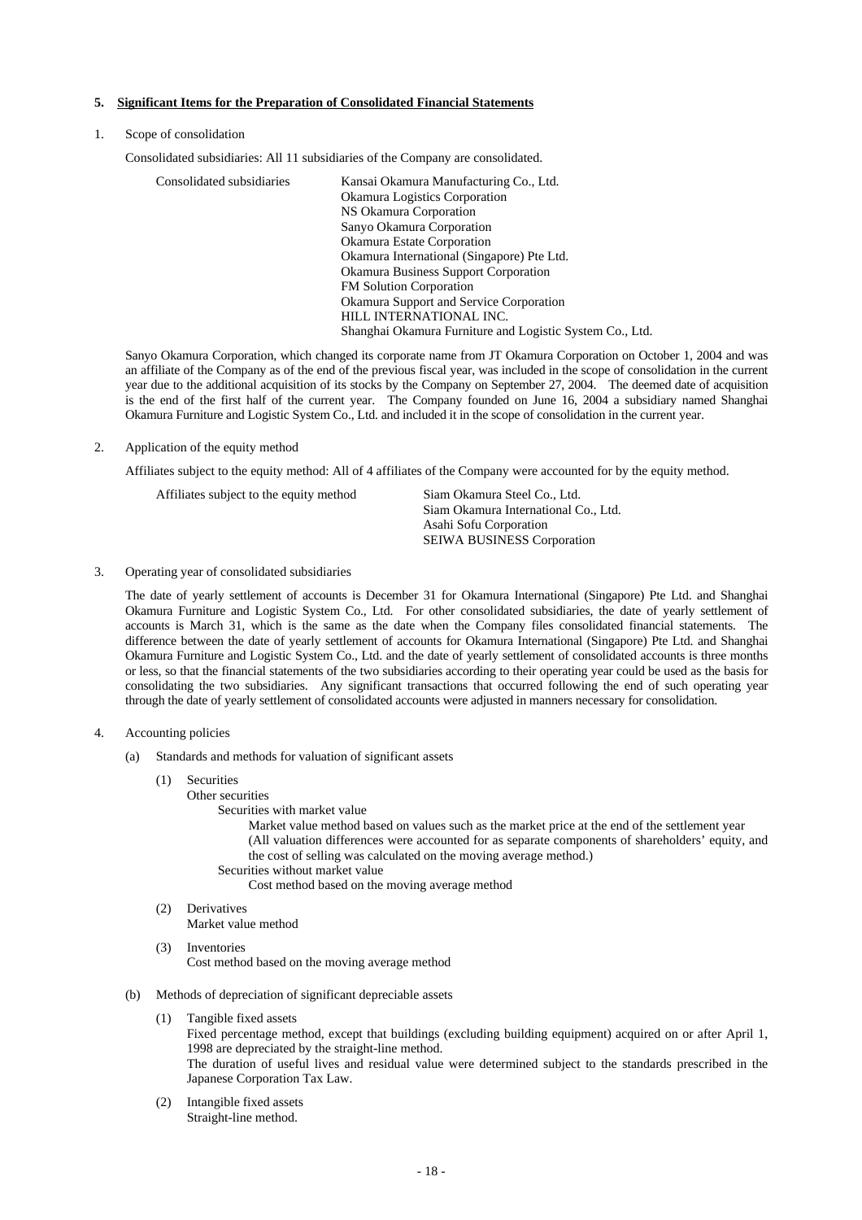## 5. Significant Items for the Preparation of Consolidated Financial Statements

1. Scope of consolidation

   Consolidated subsidiaries: All 11 subsidiaries of the Company are consolidated.

   | Consolidated subsidiaries | Kansai Okamura Manufacturing Co., Ltd. |
   |---|---|
   | | Okamura Logistics Corporation |
   | | NS Okamura Corporation |
   | | Sanyo Okamura Corporation |
   | | Okamura Estate Corporation |
   | | Okamura International (Singapore) Pte Ltd. |
   | | Okamura Business Support Corporation |
   | | FM Solution Corporation |
   | | Okamura Support and Service Corporation |
   | | HILL INTERNATIONAL INC. |
   | | Shanghai Okamura Furniture and Logistic System Co., Ltd. |

   Sanyo Okamura Corporation, which changed its corporate name from JT Okamura Corporation on October 1, 2004 and was an affiliate of the Company as of the end of the previous fiscal year, was included in the scope of consolidation in the current year due to the additional acquisition of its stocks by the Company on September 27, 2004. The deemed date of acquisition is the end of the first half of the current year. The Company founded on June 16, 2004 a subsidiary named Shanghai Okamura Furniture and Logistic System Co., Ltd. and included it in the scope of consolidation in the current year.

2. Application of the equity method

   Affiliates subject to the equity method: All of 4 affiliates of the Company were accounted for by the equity method.

   | Affiliates subject to the equity method | Siam Okamura Steel Co., Ltd. |
   |---|---|
   | | Siam Okamura International Co., Ltd. |
   | | Asahi Sofu Corporation |
   | | SEIWA BUSINESS Corporation |

3. Operating year of consolidated subsidiaries

   The date of yearly settlement of accounts is December 31 for Okamura International (Singapore) Pte Ltd. and Shanghai Okamura Furniture and Logistic System Co., Ltd. For other consolidated subsidiaries, the date of yearly settlement of accounts is March 31, which is the same as the date when the Company files consolidated financial statements. The difference between the date of yearly settlement of accounts for Okamura International (Singapore) Pte Ltd. and Shanghai Okamura Furniture and Logistic System Co., Ltd. and the date of yearly settlement of consolidated accounts is three months or less, so that the financial statements of the two subsidiaries according to their operating year could be used as the basis for consolidating the two subsidiaries. Any significant transactions that occurred following the end of such operating year through the date of yearly settlement of consolidated accounts were adjusted in manners necessary for consolidation.

4. Accounting policies

   (a) Standards and methods for valuation of significant assets

   (1) Securities
   Other securities
   Securities with market value
   Market value method based on values such as the market price at the end of the settlement year (All valuation differences were accounted for as separate components of shareholders' equity, and the cost of selling was calculated on the moving average method.)
   Securities without market value
   Cost method based on the moving average method

   (2) Derivatives
   Market value method

   (3) Inventories
   Cost method based on the moving average method

   (b) Methods of depreciation of significant depreciable assets

   (1) Tangible fixed assets
   Fixed percentage method, except that buildings (excluding building equipment) acquired on or after April 1, 1998 are depreciated by the straight-line method.
   The duration of useful lives and residual value were determined subject to the standards prescribed in the Japanese Corporation Tax Law.

   (2) Intangible fixed assets
   Straight-line method.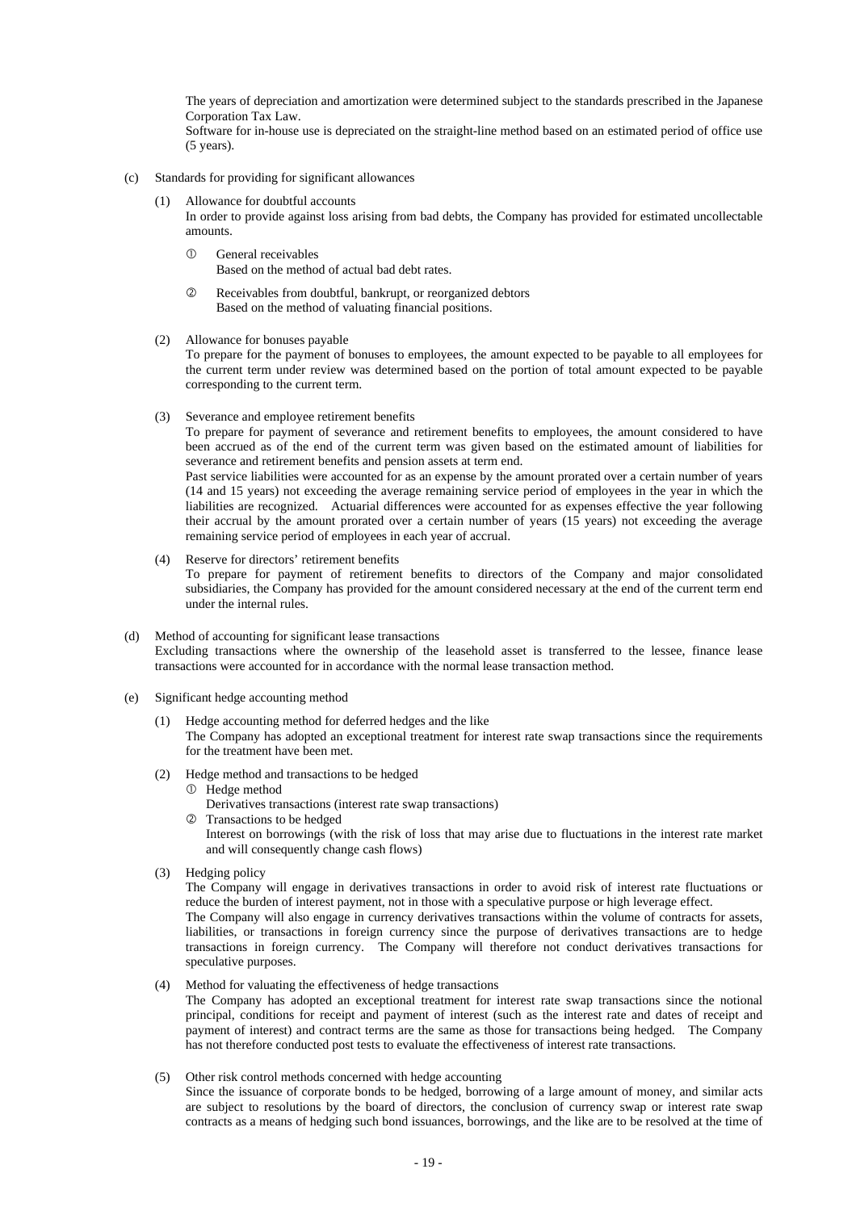The years of depreciation and amortization were determined subject to the standards prescribed in the Japanese Corporation Tax Law.
Software for in-house use is depreciated on the straight-line method based on an estimated period of office use (5 years).

(c) Standards for providing for significant allowances

(1) Allowance for doubtful accounts
In order to provide against loss arising from bad debts, the Company has provided for estimated uncollectable amounts.

① General receivables
Based on the method of actual bad debt rates.

② Receivables from doubtful, bankrupt, or reorganized debtors
Based on the method of valuating financial positions.

(2) Allowance for bonuses payable
To prepare for the payment of bonuses to employees, the amount expected to be payable to all employees for the current term under review was determined based on the portion of total amount expected to be payable corresponding to the current term.

(3) Severance and employee retirement benefits
To prepare for payment of severance and retirement benefits to employees, the amount considered to have been accrued as of the end of the current term was given based on the estimated amount of liabilities for severance and retirement benefits and pension assets at term end.
Past service liabilities were accounted for as an expense by the amount prorated over a certain number of years (14 and 15 years) not exceeding the average remaining service period of employees in the year in which the liabilities are recognized. Actuarial differences were accounted for as expenses effective the year following their accrual by the amount prorated over a certain number of years (15 years) not exceeding the average remaining service period of employees in each year of accrual.

(4) Reserve for directors' retirement benefits
To prepare for payment of retirement benefits to directors of the Company and major consolidated subsidiaries, the Company has provided for the amount considered necessary at the end of the current term end under the internal rules.

(d) Method of accounting for significant lease transactions
Excluding transactions where the ownership of the leasehold asset is transferred to the lessee, finance lease transactions were accounted for in accordance with the normal lease transaction method.

(e) Significant hedge accounting method

(1) Hedge accounting method for deferred hedges and the like
The Company has adopted an exceptional treatment for interest rate swap transactions since the requirements for the treatment have been met.

(2) Hedge method and transactions to be hedged
① Hedge method
Derivatives transactions (interest rate swap transactions)
② Transactions to be hedged
Interest on borrowings (with the risk of loss that may arise due to fluctuations in the interest rate market and will consequently change cash flows)

(3) Hedging policy
The Company will engage in derivatives transactions in order to avoid risk of interest rate fluctuations or reduce the burden of interest payment, not in those with a speculative purpose or high leverage effect.
The Company will also engage in currency derivatives transactions within the volume of contracts for assets, liabilities, or transactions in foreign currency since the purpose of derivatives transactions are to hedge transactions in foreign currency. The Company will therefore not conduct derivatives transactions for speculative purposes.

(4) Method for valuating the effectiveness of hedge transactions
The Company has adopted an exceptional treatment for interest rate swap transactions since the notional principal, conditions for receipt and payment of interest (such as the interest rate and dates of receipt and payment of interest) and contract terms are the same as those for transactions being hedged. The Company has not therefore conducted post tests to evaluate the effectiveness of interest rate transactions.

(5) Other risk control methods concerned with hedge accounting
Since the issuance of corporate bonds to be hedged, borrowing of a large amount of money, and similar acts are subject to resolutions by the board of directors, the conclusion of currency swap or interest rate swap contracts as a means of hedging such bond issuances, borrowings, and the like are to be resolved at the time of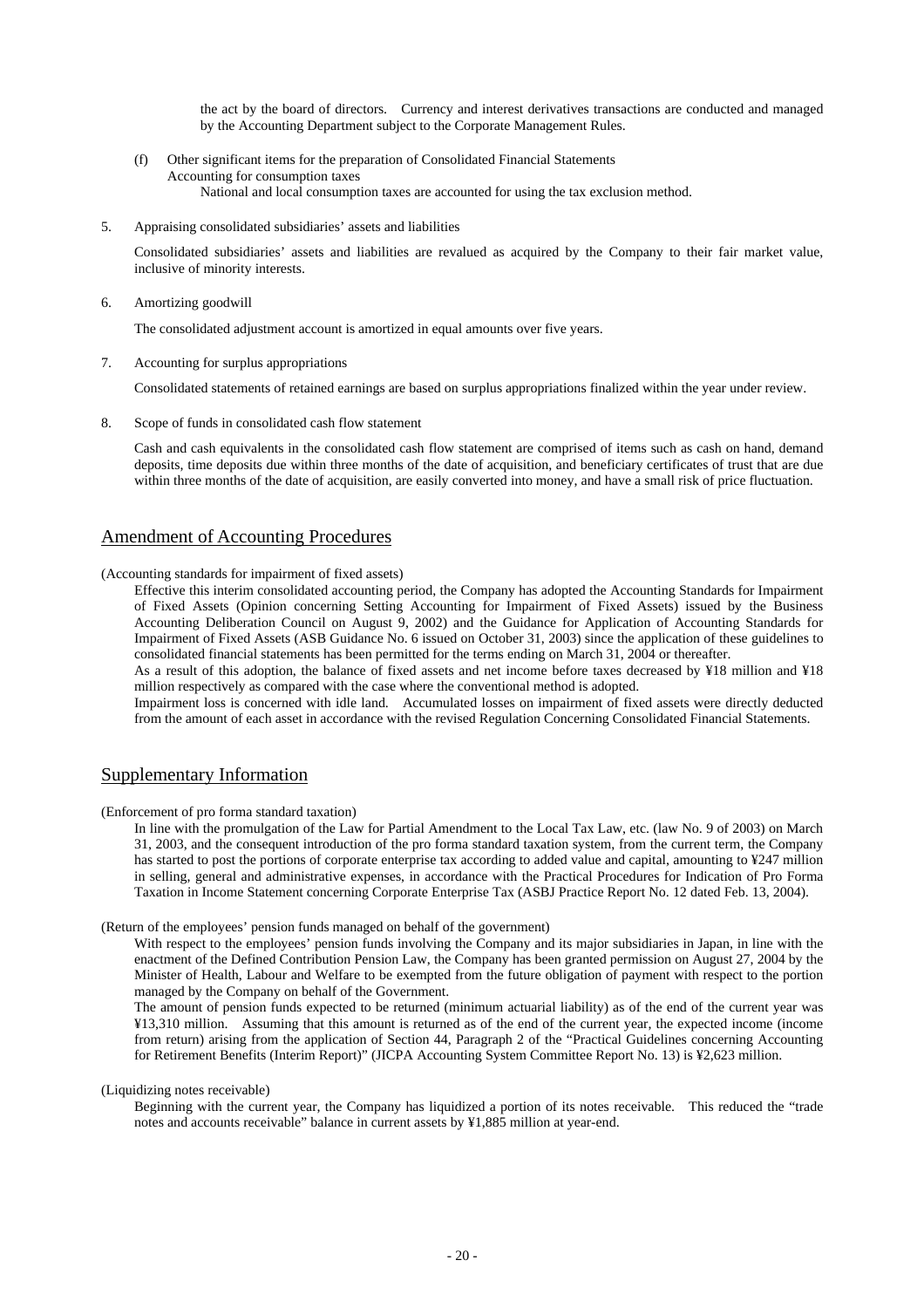the act by the board of directors. Currency and interest derivatives transactions are conducted and managed by the Accounting Department subject to the Corporate Management Rules.

(f) Other significant items for the preparation of Consolidated Financial Statements
Accounting for consumption taxes
National and local consumption taxes are accounted for using the tax exclusion method.

5. Appraising consolidated subsidiaries' assets and liabilities

Consolidated subsidiaries' assets and liabilities are revalued as acquired by the Company to their fair market value, inclusive of minority interests.

6. Amortizing goodwill

The consolidated adjustment account is amortized in equal amounts over five years.

7. Accounting for surplus appropriations

Consolidated statements of retained earnings are based on surplus appropriations finalized within the year under review.

8. Scope of funds in consolidated cash flow statement

Cash and cash equivalents in the consolidated cash flow statement are comprised of items such as cash on hand, demand deposits, time deposits due within three months of the date of acquisition, and beneficiary certificates of trust that are due within three months of the date of acquisition, are easily converted into money, and have a small risk of price fluctuation.

## Amendment of Accounting Procedures

(Accounting standards for impairment of fixed assets)

Effective this interim consolidated accounting period, the Company has adopted the Accounting Standards for Impairment of Fixed Assets (Opinion concerning Setting Accounting for Impairment of Fixed Assets) issued by the Business Accounting Deliberation Council on August 9, 2002) and the Guidance for Application of Accounting Standards for Impairment of Fixed Assets (ASB Guidance No. 6 issued on October 31, 2003) since the application of these guidelines to consolidated financial statements has been permitted for the terms ending on March 31, 2004 or thereafter.

As a result of this adoption, the balance of fixed assets and net income before taxes decreased by ¥18 million and ¥18 million respectively as compared with the case where the conventional method is adopted.

Impairment loss is concerned with idle land. Accumulated losses on impairment of fixed assets were directly deducted from the amount of each asset in accordance with the revised Regulation Concerning Consolidated Financial Statements.

## Supplementary Information

(Enforcement of pro forma standard taxation)

In line with the promulgation of the Law for Partial Amendment to the Local Tax Law, etc. (law No. 9 of 2003) on March 31, 2003, and the consequent introduction of the pro forma standard taxation system, from the current term, the Company has started to post the portions of corporate enterprise tax according to added value and capital, amounting to ¥247 million in selling, general and administrative expenses, in accordance with the Practical Procedures for Indication of Pro Forma Taxation in Income Statement concerning Corporate Enterprise Tax (ASBJ Practice Report No. 12 dated Feb. 13, 2004).

(Return of the employees' pension funds managed on behalf of the government)

With respect to the employees' pension funds involving the Company and its major subsidiaries in Japan, in line with the enactment of the Defined Contribution Pension Law, the Company has been granted permission on August 27, 2004 by the Minister of Health, Labour and Welfare to be exempted from the future obligation of payment with respect to the portion managed by the Company on behalf of the Government.

The amount of pension funds expected to be returned (minimum actuarial liability) as of the end of the current year was ¥13,310 million. Assuming that this amount is returned as of the end of the current year, the expected income (income from return) arising from the application of Section 44, Paragraph 2 of the "Practical Guidelines concerning Accounting for Retirement Benefits (Interim Report)" (JICPA Accounting System Committee Report No. 13) is ¥2,623 million.

(Liquidizing notes receivable)

Beginning with the current year, the Company has liquidized a portion of its notes receivable. This reduced the "trade notes and accounts receivable" balance in current assets by ¥1,885 million at year-end.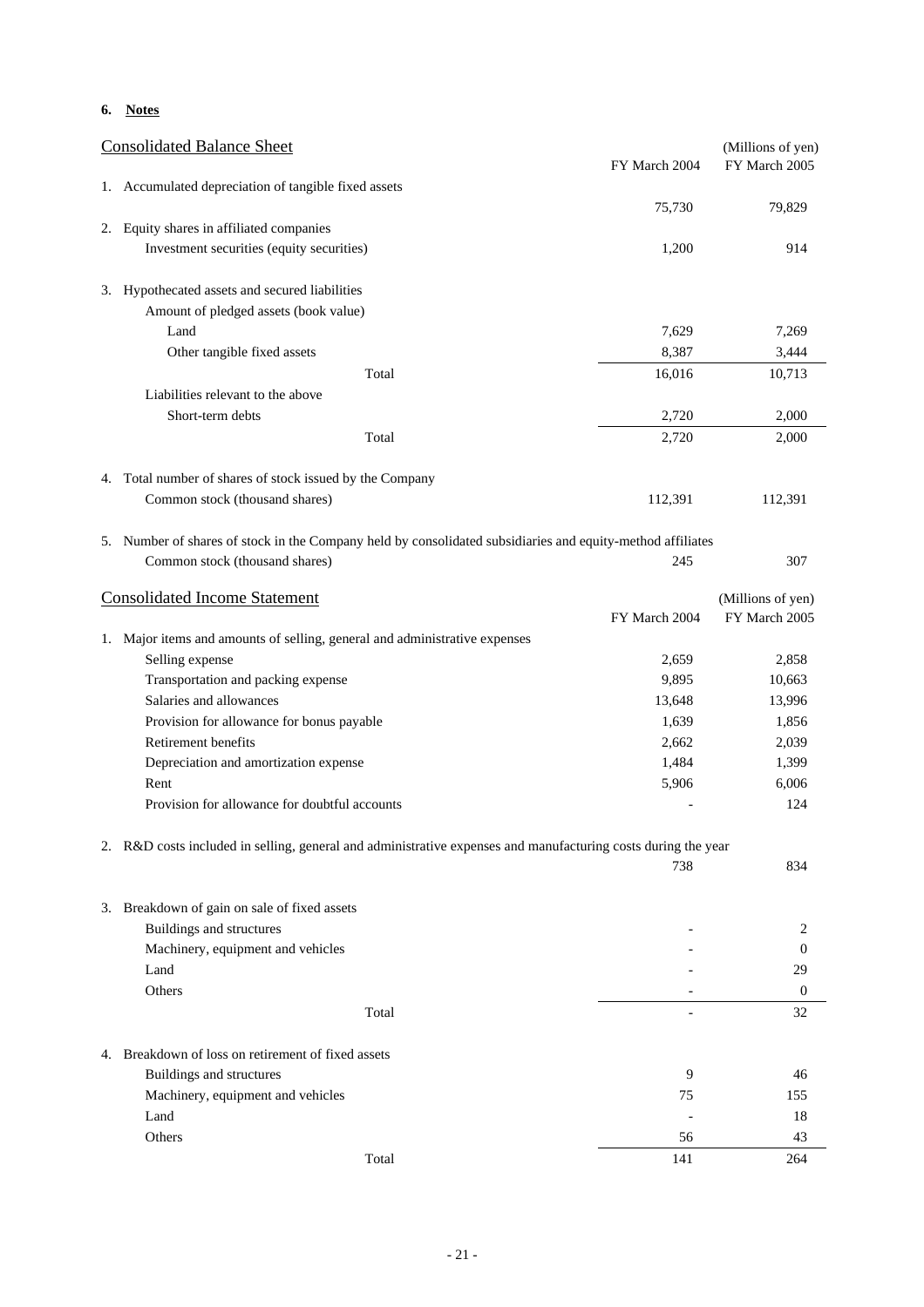**6. Notes**

## Consolidated Balance Sheet

(Millions of yen)

| | FY March 2004 | FY March 2005 |
|---|---|---|
| 1. Accumulated depreciation of tangible fixed assets | 75,730 | 79,829 |
| 2. Equity shares in affiliated companies | | |
| Investment securities (equity securities) | 1,200 | 914 |
| 3. Hypothecated assets and secured liabilities | | |
| Amount of pledged assets (book value) | | |
| Land | 7,629 | 7,269 |
| Other tangible fixed assets | 8,387 | 3,444 |
| Total | 16,016 | 10,713 |
| Liabilities relevant to the above | | |
| Short-term debts | 2,720 | 2,000 |
| Total | 2,720 | 2,000 |
| 4. Total number of shares of stock issued by the Company | | |
| Common stock (thousand shares) | 112,391 | 112,391 |
| 5. Number of shares of stock in the Company held by consolidated subsidiaries and equity-method affiliates | | |
| Common stock (thousand shares) | 245 | 307 |

## Consolidated Income Statement

(Millions of yen)

| | FY March 2004 | FY March 2005 |
|---|---|---|
| 1. Major items and amounts of selling, general and administrative expenses | | |
| Selling expense | 2,659 | 2,858 |
| Transportation and packing expense | 9,895 | 10,663 |
| Salaries and allowances | 13,648 | 13,996 |
| Provision for allowance for bonus payable | 1,639 | 1,856 |
| Retirement benefits | 2,662 | 2,039 |
| Depreciation and amortization expense | 1,484 | 1,399 |
| Rent | 5,906 | 6,006 |
| Provision for allowance for doubtful accounts | - | 124 |
| 2. R&D costs included in selling, general and administrative expenses and manufacturing costs during the year | 738 | 834 |
| 3. Breakdown of gain on sale of fixed assets | | |
| Buildings and structures | - | 2 |
| Machinery, equipment and vehicles | - | 0 |
| Land | - | 29 |
| Others | - | 0 |
| Total | - | 32 |
| 4. Breakdown of loss on retirement of fixed assets | | |
| Buildings and structures | 9 | 46 |
| Machinery, equipment and vehicles | 75 | 155 |
| Land | - | 18 |
| Others | 56 | 43 |
| Total | 141 | 264 |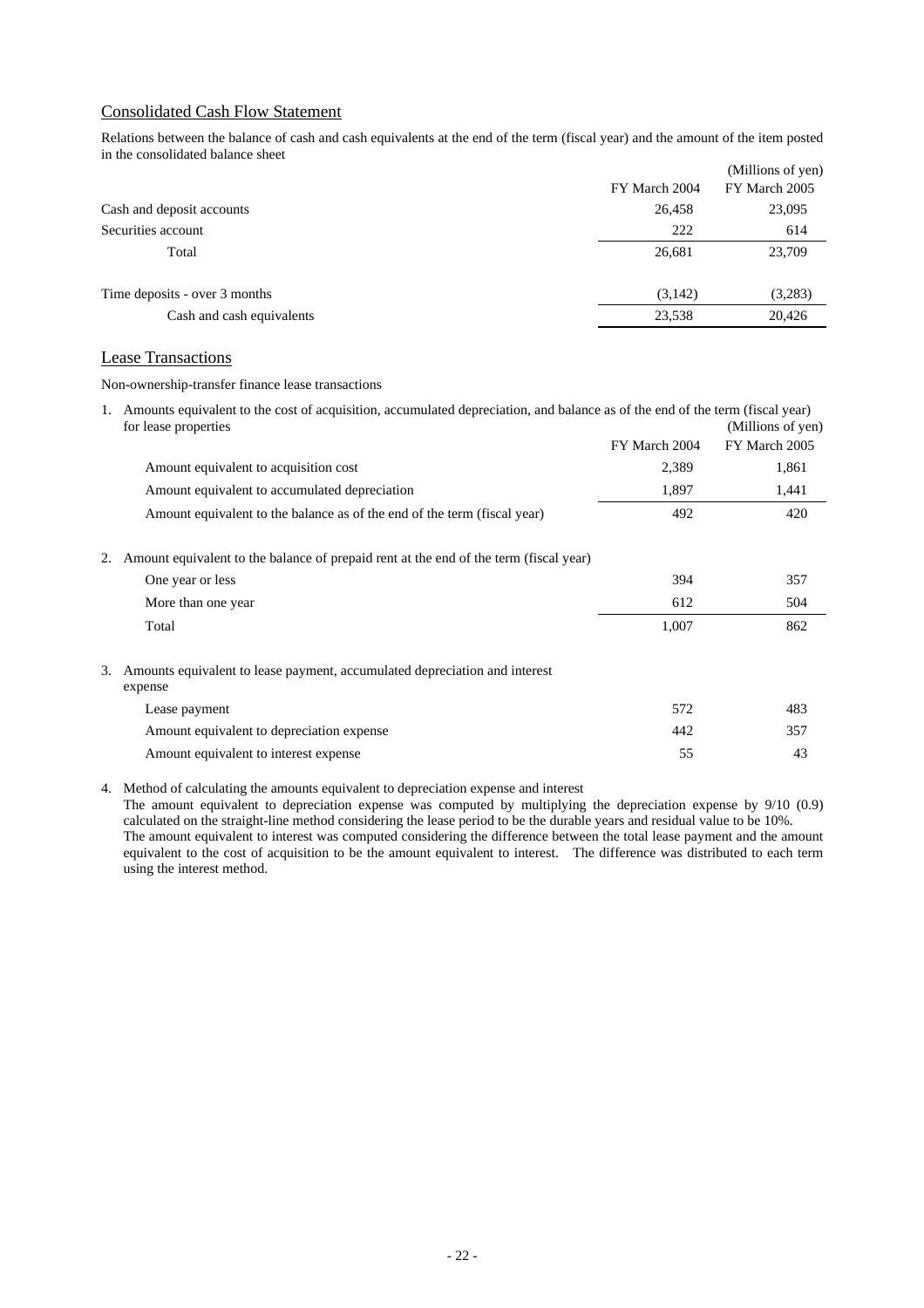## Consolidated Cash Flow Statement

Relations between the balance of cash and cash equivalents at the end of the term (fiscal year) and the amount of the item posted in the consolidated balance sheet

(Millions of yen)

| | FY March 2004 | FY March 2005 |
|---|---|---|
| Cash and deposit accounts | 26,458 | 23,095 |
| Securities account | 222 | 614 |
| Total | 26,681 | 23,709 |
| Time deposits - over 3 months | (3,142) | (3,283) |
| Cash and cash equivalents | 23,538 | 20,426 |

## Lease Transactions

Non-ownership-transfer finance lease transactions

1. Amounts equivalent to the cost of acquisition, accumulated depreciation, and balance as of the end of the term (fiscal year) for lease properties

(Millions of yen)

| | FY March 2004 | FY March 2005 |
|---|---|---|
| Amount equivalent to acquisition cost | 2,389 | 1,861 |
| Amount equivalent to accumulated depreciation | 1,897 | 1,441 |
| Amount equivalent to the balance as of the end of the term (fiscal year) | 492 | 420 |

2. Amount equivalent to the balance of prepaid rent at the end of the term (fiscal year)

| | FY March 2004 | FY March 2005 |
|---|---|---|
| One year or less | 394 | 357 |
| More than one year | 612 | 504 |
| Total | 1,007 | 862 |

3. Amounts equivalent to lease payment, accumulated depreciation and interest expense

| | FY March 2004 | FY March 2005 |
|---|---|---|
| Lease payment | 572 | 483 |
| Amount equivalent to depreciation expense | 442 | 357 |
| Amount equivalent to interest expense | 55 | 43 |

4. Method of calculating the amounts equivalent to depreciation expense and interest
   The amount equivalent to depreciation expense was computed by multiplying the depreciation expense by 9/10 (0.9) calculated on the straight-line method considering the lease period to be the durable years and residual value to be 10%.
   The amount equivalent to interest was computed considering the difference between the total lease payment and the amount equivalent to the cost of acquisition to be the amount equivalent to interest. The difference was distributed to each term using the interest method.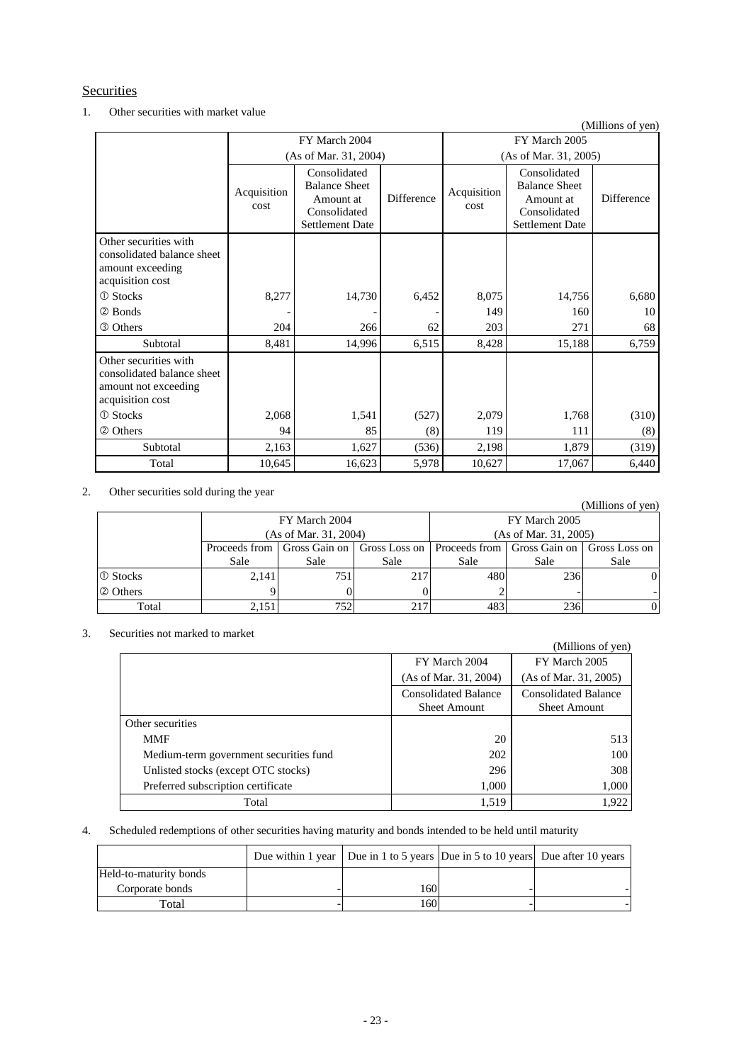## Securities

1. Other securities with market value

(Millions of yen)

| | FY March 2004 (As of Mar. 31, 2004) | | | FY March 2005 (As of Mar. 31, 2005) | | |
|---|---|---|---|---|---|---|
| | Acquisition cost | Consolidated Balance Sheet Amount at Consolidated Settlement Date | Difference | Acquisition cost | Consolidated Balance Sheet Amount at Consolidated Settlement Date | Difference |
| Other securities with consolidated balance sheet amount exceeding acquisition cost | | | | | | |
| ① Stocks | 8,277 | 14,730 | 6,452 | 8,075 | 14,756 | 6,680 |
| ② Bonds | - | - | - | 149 | 160 | 10 |
| ③ Others | 204 | 266 | 62 | 203 | 271 | 68 |
| Subtotal | 8,481 | 14,996 | 6,515 | 8,428 | 15,188 | 6,759 |
| Other securities with consolidated balance sheet amount not exceeding acquisition cost | | | | | | |
| ① Stocks | 2,068 | 1,541 | (527) | 2,079 | 1,768 | (310) |
| ② Others | 94 | 85 | (8) | 119 | 111 | (8) |
| Subtotal | 2,163 | 1,627 | (536) | 2,198 | 1,879 | (319) |
| Total | 10,645 | 16,623 | 5,978 | 10,627 | 17,067 | 6,440 |

2. Other securities sold during the year

(Millions of yen)

| | FY March 2004 (As of Mar. 31, 2004) | | | FY March 2005 (As of Mar. 31, 2005) | | |
|---|---|---|---|---|---|---|
| | Proceeds from Sale | Gross Gain on Sale | Gross Loss on Sale | Proceeds from Sale | Gross Gain on Sale | Gross Loss on Sale |
| ① Stocks | 2,141 | 751 | 217 | 480 | 236 | 0 |
| ② Others | 9 | 0 | 0 | 2 | - | - |
| Total | 2,151 | 752 | 217 | 483 | 236 | 0 |

3. Securities not marked to market

(Millions of yen)

| | FY March 2004 (As of Mar. 31, 2004) | FY March 2005 (As of Mar. 31, 2005) |
|---|---|---|
| | Consolidated Balance Sheet Amount | Consolidated Balance Sheet Amount |
| Other securities | | |
| MMF | 20 | 513 |
| Medium-term government securities fund | 202 | 100 |
| Unlisted stocks (except OTC stocks) | 296 | 308 |
| Preferred subscription certificate | 1,000 | 1,000 |
| Total | 1,519 | 1,922 |

4. Scheduled redemptions of other securities having maturity and bonds intended to be held until maturity

| | Due within 1 year | Due in 1 to 5 years | Due in 5 to 10 years | Due after 10 years |
|---|---|---|---|---|
| Held-to-maturity bonds | | | | |
| Corporate bonds | - | 160 | - | - |
| Total | - | 160 | - | - |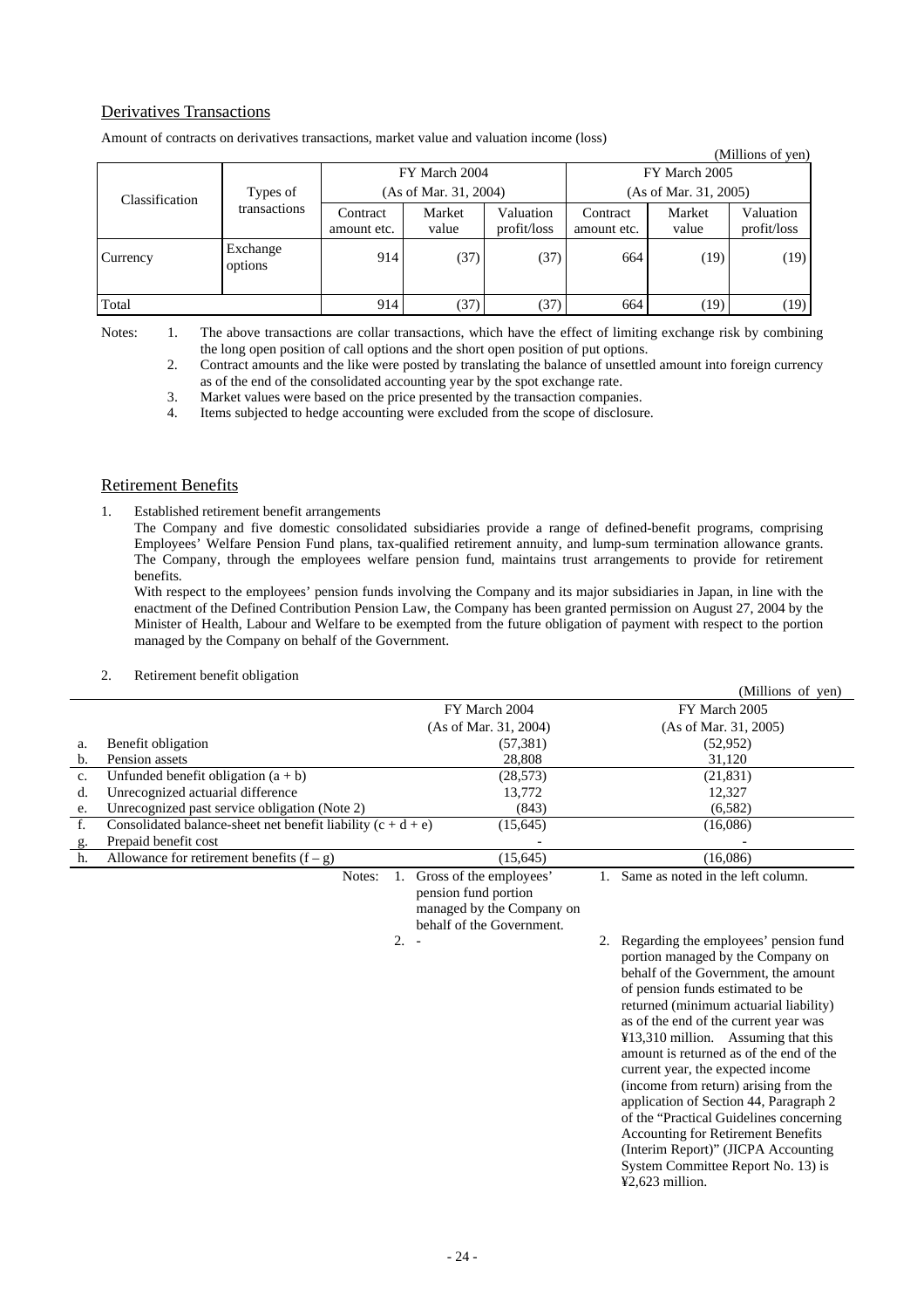## Derivatives Transactions

Amount of contracts on derivatives transactions, market value and valuation income (loss)

(Millions of yen)

| Classification | Types of transactions | FY March 2004 (As of Mar. 31, 2004) | | | FY March 2005 (As of Mar. 31, 2005) | | |
|---|---|---|---|---|---|---|---|
| | | Contract amount etc. | Market value | Valuation profit/loss | Contract amount etc. | Market value | Valuation profit/loss |
| Currency | Exchange options | 914 | (37) | (37) | 664 | (19) | (19) |
| Total | | 914 | (37) | (37) | 664 | (19) | (19) |

Notes:
1. The above transactions are collar transactions, which have the effect of limiting exchange risk by combining the long open position of call options and the short open position of put options.
2. Contract amounts and the like were posted by translating the balance of unsettled amount into foreign currency as of the end of the consolidated accounting year by the spot exchange rate.
3. Market values were based on the price presented by the transaction companies.
4. Items subjected to hedge accounting were excluded from the scope of disclosure.

## Retirement Benefits

1. Established retirement benefit arrangements

   The Company and five domestic consolidated subsidiaries provide a range of defined-benefit programs, comprising Employees' Welfare Pension Fund plans, tax-qualified retirement annuity, and lump-sum termination allowance grants. The Company, through the employees welfare pension fund, maintains trust arrangements to provide for retirement benefits.

   With respect to the employees' pension funds involving the Company and its major subsidiaries in Japan, in line with the enactment of the Defined Contribution Pension Law, the Company has been granted permission on August 27, 2004 by the Minister of Health, Labour and Welfare to be exempted from the future obligation of payment with respect to the portion managed by the Company on behalf of the Government.

2. Retirement benefit obligation

(Millions of yen)

| | | FY March 2004 (As of Mar. 31, 2004) | FY March 2005 (As of Mar. 31, 2005) |
|---|---|---|---|
| a. | Benefit obligation | (57,381) | (52,952) |
| b. | Pension assets | 28,808 | 31,120 |
| c. | Unfunded benefit obligation (a + b) | (28,573) | (21,831) |
| d. | Unrecognized actuarial difference | 13,772 | 12,327 |
| e. | Unrecognized past service obligation (Note 2) | (843) | (6,582) |
| f. | Consolidated balance-sheet net benefit liability (c + d + e) | (15,645) | (16,086) |
| g. | Prepaid benefit cost | - | - |
| h. | Allowance for retirement benefits (f – g) | (15,645) | (16,086) |
| | Notes: | 1. Gross of the employees' pension fund portion managed by the Company on behalf of the Government. | 1. Same as noted in the left column. |
| | | 2. - | 2. Regarding the employees' pension fund portion managed by the Company on behalf of the Government, the amount of pension funds estimated to be returned (minimum actuarial liability) as of the end of the current year was ¥13,310 million. Assuming that this amount is returned as of the end of the current year, the expected income (income from return) arising from the application of Section 44, Paragraph 2 of the "Practical Guidelines concerning Accounting for Retirement Benefits (Interim Report)" (JICPA Accounting System Committee Report No. 13) is ¥2,623 million. |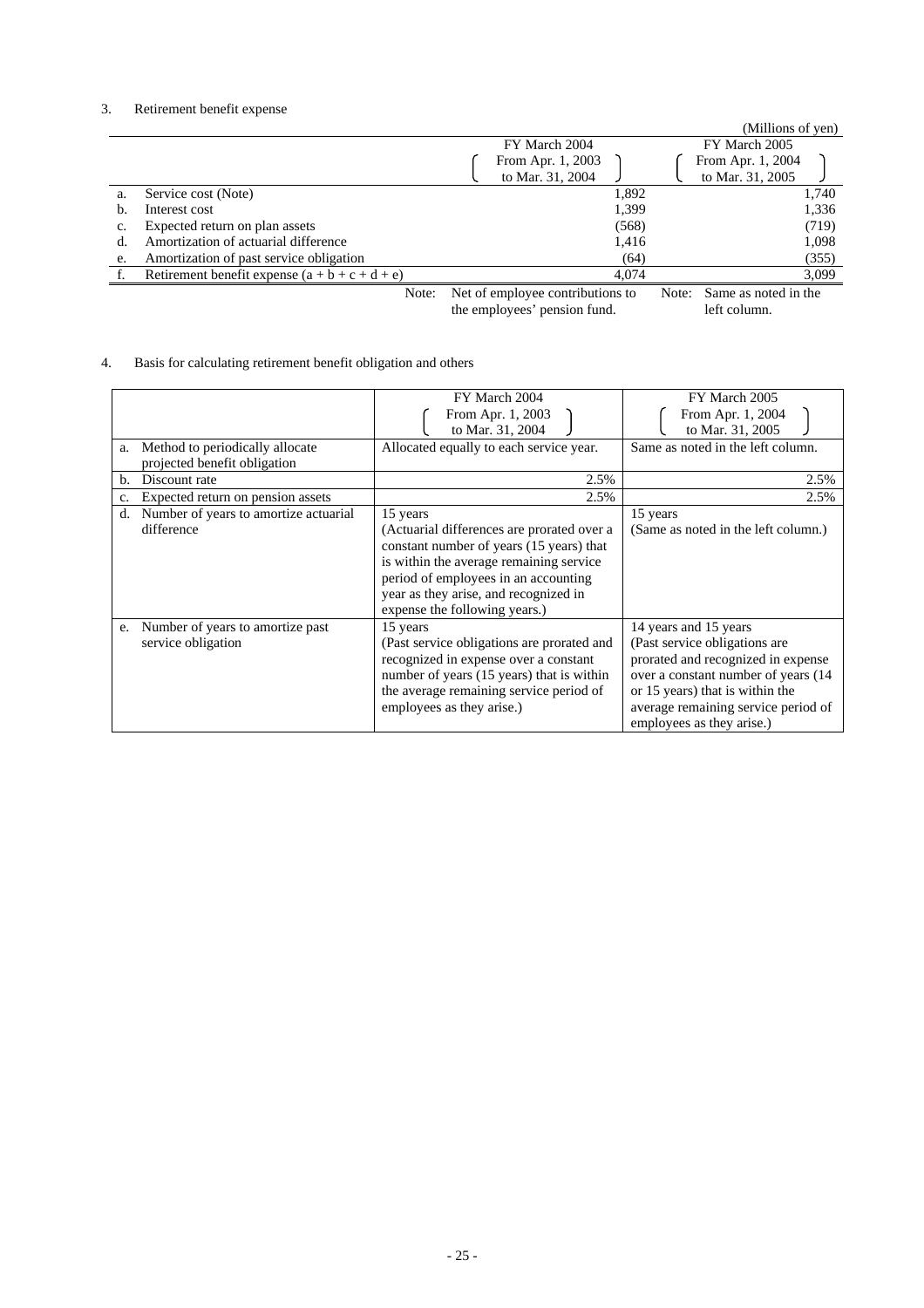3. Retirement benefit expense

(Millions of yen)

| | | FY March 2004 (From Apr. 1, 2003 to Mar. 31, 2004) | FY March 2005 (From Apr. 1, 2004 to Mar. 31, 2005) |
|---|---|---|---|
| a. | Service cost (Note) | 1,892 | 1,740 |
| b. | Interest cost | 1,399 | 1,336 |
| c. | Expected return on plan assets | (568) | (719) |
| d. | Amortization of actuarial difference | 1,416 | 1,098 |
| e. | Amortization of past service obligation | (64) | (355) |
| f. | Retirement benefit expense (a + b + c + d + e) | 4,074 | 3,099 |
| | | Note: Net of employee contributions to the employees' pension fund. | Note: Same as noted in the left column. |

4. Basis for calculating retirement benefit obligation and others

| | | FY March 2004 (From Apr. 1, 2003 to Mar. 31, 2004) | FY March 2005 (From Apr. 1, 2004 to Mar. 31, 2005) |
|---|---|---|---|
| a. | Method to periodically allocate projected benefit obligation | Allocated equally to each service year. | Same as noted in the left column. |
| b. | Discount rate | 2.5% | 2.5% |
| c. | Expected return on pension assets | 2.5% | 2.5% |
| d. | Number of years to amortize actuarial difference | 15 years (Actuarial differences are prorated over a constant number of years (15 years) that is within the average remaining service period of employees in an accounting year as they arise, and recognized in expense the following years.) | 15 years (Same as noted in the left column.) |
| e. | Number of years to amortize past service obligation | 15 years (Past service obligations are prorated and recognized in expense over a constant number of years (15 years) that is within the average remaining service period of employees as they arise.) | 14 years and 15 years (Past service obligations are prorated and recognized in expense over a constant number of years (14 or 15 years) that is within the average remaining service period of employees as they arise.) |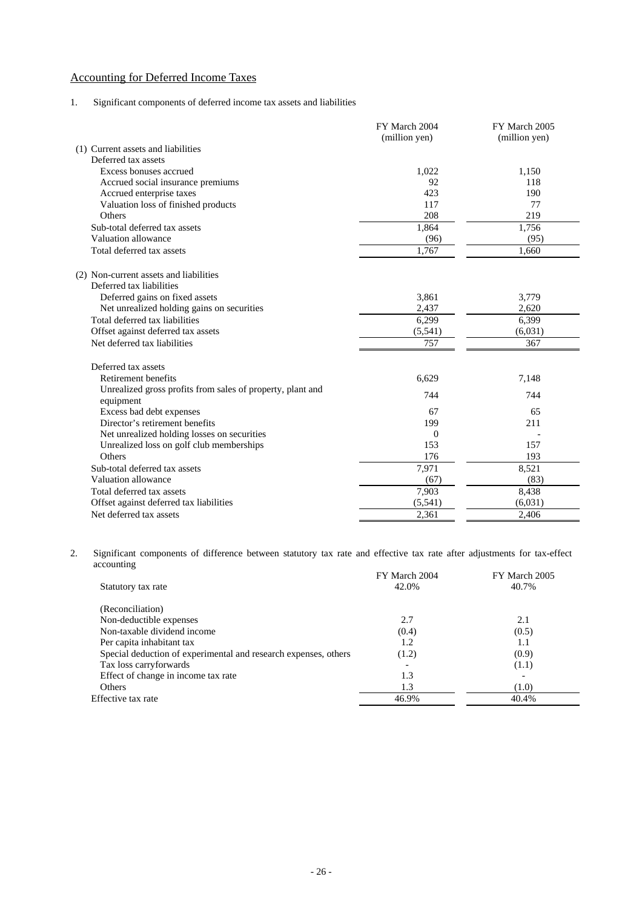## Accounting for Deferred Income Taxes

1. Significant components of deferred income tax assets and liabilities

| | FY March 2004 (million yen) | FY March 2005 (million yen) |
|---|---|---|
| (1) Current assets and liabilities | | |
| Deferred tax assets | | |
| Excess bonuses accrued | 1,022 | 1,150 |
| Accrued social insurance premiums | 92 | 118 |
| Accrued enterprise taxes | 423 | 190 |
| Valuation loss of finished products | 117 | 77 |
| Others | 208 | 219 |
| Sub-total deferred tax assets | 1,864 | 1,756 |
| Valuation allowance | (96) | (95) |
| Total deferred tax assets | 1,767 | 1,660 |
| (2) Non-current assets and liabilities | | |
| Deferred tax liabilities | | |
| Deferred gains on fixed assets | 3,861 | 3,779 |
| Net unrealized holding gains on securities | 2,437 | 2,620 |
| Total deferred tax liabilities | 6,299 | 6,399 |
| Offset against deferred tax assets | (5,541) | (6,031) |
| Net deferred tax liabilities | 757 | 367 |
| Deferred tax assets | | |
| Retirement benefits | 6,629 | 7,148 |
| Unrealized gross profits from sales of property, plant and equipment | 744 | 744 |
| Excess bad debt expenses | 67 | 65 |
| Director's retirement benefits | 199 | 211 |
| Net unrealized holding losses on securities | 0 | - |
| Unrealized loss on golf club memberships | 153 | 157 |
| Others | 176 | 193 |
| Sub-total deferred tax assets | 7,971 | 8,521 |
| Valuation allowance | (67) | (83) |
| Total deferred tax assets | 7,903 | 8,438 |
| Offset against deferred tax liabilities | (5,541) | (6,031) |
| Net deferred tax assets | 2,361 | 2,406 |

2. Significant components of difference between statutory tax rate and effective tax rate after adjustments for tax-effect accounting

| | FY March 2004 | FY March 2005 |
|---|---|---|
| Statutory tax rate | 42.0% | 40.7% |
| (Reconciliation) | | |
| Non-deductible expenses | 2.7 | 2.1 |
| Non-taxable dividend income | (0.4) | (0.5) |
| Per capita inhabitant tax | 1.2 | 1.1 |
| Special deduction of experimental and research expenses, others | (1.2) | (0.9) |
| Tax loss carryforwards | - | (1.1) |
| Effect of change in income tax rate | 1.3 | - |
| Others | 1.3 | (1.0) |
| Effective tax rate | 46.9% | 40.4% |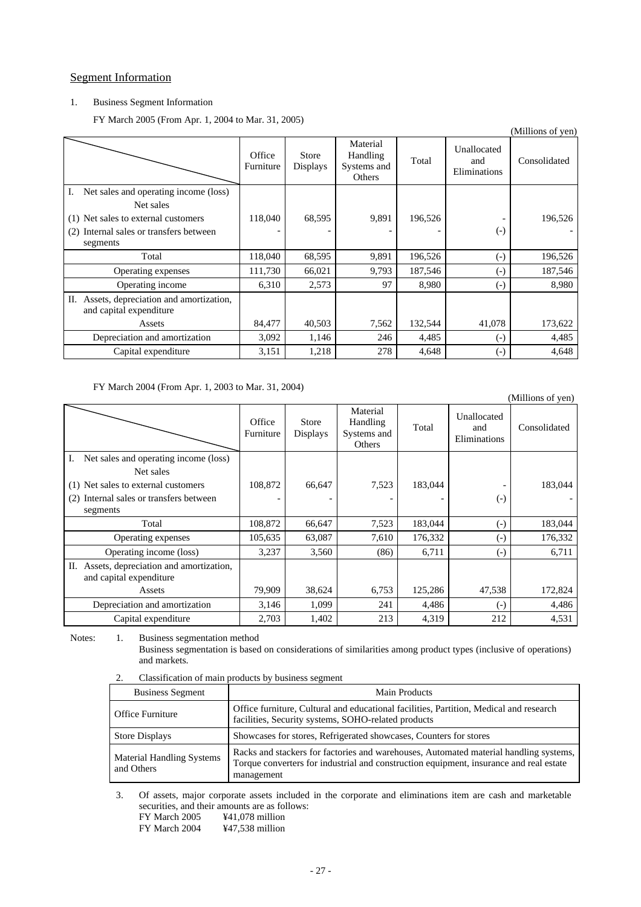## Segment Information

1. Business Segment Information

FY March 2005 (From Apr. 1, 2004 to Mar. 31, 2005)

(Millions of yen)

| | Office Furniture | Store Displays | Material Handling Systems and Others | Total | Unallocated and Eliminations | Consolidated |
|---|---|---|---|---|---|---|
| I. Net sales and operating income (loss) | | | | | | |
| Net sales | | | | | | |
| (1) Net sales to external customers | 118,040 | 68,595 | 9,891 | 196,526 | - | 196,526 |
| (2) Internal sales or transfers between segments | - | - | - | - | (-) | - |
| Total | 118,040 | 68,595 | 9,891 | 196,526 | (-) | 196,526 |
| Operating expenses | 111,730 | 66,021 | 9,793 | 187,546 | (-) | 187,546 |
| Operating income | 6,310 | 2,573 | 97 | 8,980 | (-) | 8,980 |
| II. Assets, depreciation and amortization, and capital expenditure | | | | | | |
| Assets | 84,477 | 40,503 | 7,562 | 132,544 | 41,078 | 173,622 |
| Depreciation and amortization | 3,092 | 1,146 | 246 | 4,485 | (-) | 4,485 |
| Capital expenditure | 3,151 | 1,218 | 278 | 4,648 | (-) | 4,648 |

FY March 2004 (From Apr. 1, 2003 to Mar. 31, 2004)

(Millions of yen)

| | Office Furniture | Store Displays | Material Handling Systems and Others | Total | Unallocated and Eliminations | Consolidated |
|---|---|---|---|---|---|---|
| I. Net sales and operating income (loss) | | | | | | |
| Net sales | | | | | | |
| (1) Net sales to external customers | 108,872 | 66,647 | 7,523 | 183,044 | - | 183,044 |
| (2) Internal sales or transfers between segments | - | - | - | - | (-) | - |
| Total | 108,872 | 66,647 | 7,523 | 183,044 | (-) | 183,044 |
| Operating expenses | 105,635 | 63,087 | 7,610 | 176,332 | (-) | 176,332 |
| Operating income (loss) | 3,237 | 3,560 | (86) | 6,711 | (-) | 6,711 |
| II. Assets, depreciation and amortization, and capital expenditure | | | | | | |
| Assets | 79,909 | 38,624 | 6,753 | 125,286 | 47,538 | 172,824 |
| Depreciation and amortization | 3,146 | 1,099 | 241 | 4,486 | (-) | 4,486 |
| Capital expenditure | 2,703 | 1,402 | 213 | 4,319 | 212 | 4,531 |

Notes:

1. Business segmentation method
   Business segmentation is based on considerations of similarities among product types (inclusive of operations) and markets.

2. Classification of main products by business segment

| Business Segment | Main Products |
|---|---|
| Office Furniture | Office furniture, Cultural and educational facilities, Partition, Medical and research facilities, Security systems, SOHO-related products |
| Store Displays | Showcases for stores, Refrigerated showcases, Counters for stores |
| Material Handling Systems and Others | Racks and stackers for factories and warehouses, Automated material handling systems, Torque converters for industrial and construction equipment, insurance and real estate management |

3. Of assets, major corporate assets included in the corporate and eliminations item are cash and marketable securities, and their amounts are as follows:
   FY March 2005 ¥41,078 million
   FY March 2004 ¥47,538 million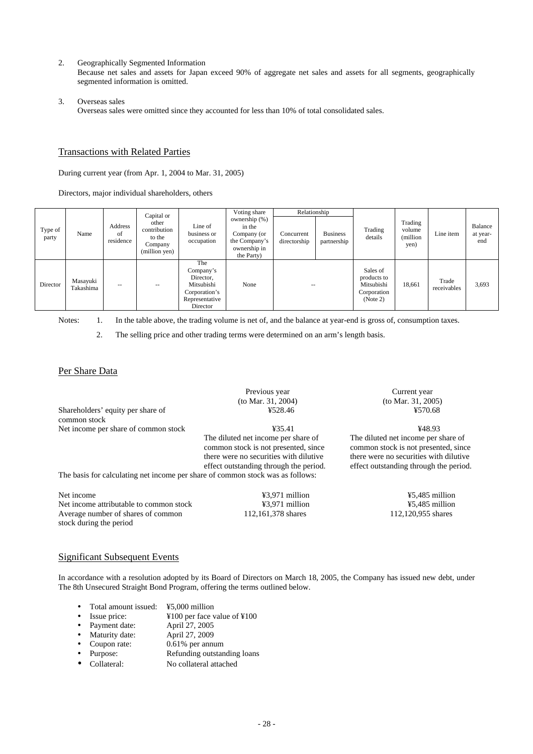2. Geographically Segmented Information
   Because net sales and assets for Japan exceed 90% of aggregate net sales and assets for all segments, geographically segmented information is omitted.

3. Overseas sales
   Overseas sales were omitted since they accounted for less than 10% of total consolidated sales.

## Transactions with Related Parties

During current year (from Apr. 1, 2004 to Mar. 31, 2005)

Directors, major individual shareholders, others

| Type of party | Name | Address of residence | Capital or other contribution to the Company (million yen) | Line of business or occupation | Voting share ownership (%) in the Company (or the Company's ownership in the Party) | Relationship | | Trading details | Trading volume (million yen) | Line item | Balance at year-end |
|---|---|---|---|---|---|---|---|---|---|---|---|
| | | | | | | Concurrent directorship | Business partnership | | | | |
| Director | Masayuki Takashima | -- | -- | The Company's Director, Mitsubishi Corporation's Representative Director | None | -- | | Sales of products to Mitsubishi Corporation (Note 2) | 18,661 | Trade receivables | 3,693 |

Notes: 1. In the table above, the trading volume is net of, and the balance at year-end is gross of, consumption taxes.

2. The selling price and other trading terms were determined on an arm's length basis.

## Per Share Data

| | Previous year (to Mar. 31, 2004) | Current year (to Mar. 31, 2005) |
|---|---|---|
| Shareholders' equity per share of common stock | ¥528.46 | ¥570.68 |
| Net income per share of common stock | ¥35.41 | ¥48.93 |
| | The diluted net income per share of common stock is not presented, since there were no securities with dilutive effect outstanding through the period. | The diluted net income per share of common stock is not presented, since there were no securities with dilutive effect outstanding through the period. |

The basis for calculating net income per share of common stock was as follows:

| | Previous year | Current year |
|---|---|---|
| Net income | ¥3,971 million | ¥5,485 million |
| Net income attributable to common stock | ¥3,971 million | ¥5,485 million |
| Average number of shares of common stock during the period | 112,161,378 shares | 112,120,955 shares |

## Significant Subsequent Events

In accordance with a resolution adopted by its Board of Directors on March 18, 2005, the Company has issued new debt, under The 8th Unsecured Straight Bond Program, offering the terms outlined below.

- Total amount issued: ¥5,000 million
- Issue price: ¥100 per face value of ¥100
- Payment date: April 27, 2005
- Maturity date: April 27, 2009
- Coupon rate: 0.61% per annum
- Purpose: Refunding outstanding loans
- Collateral: No collateral attached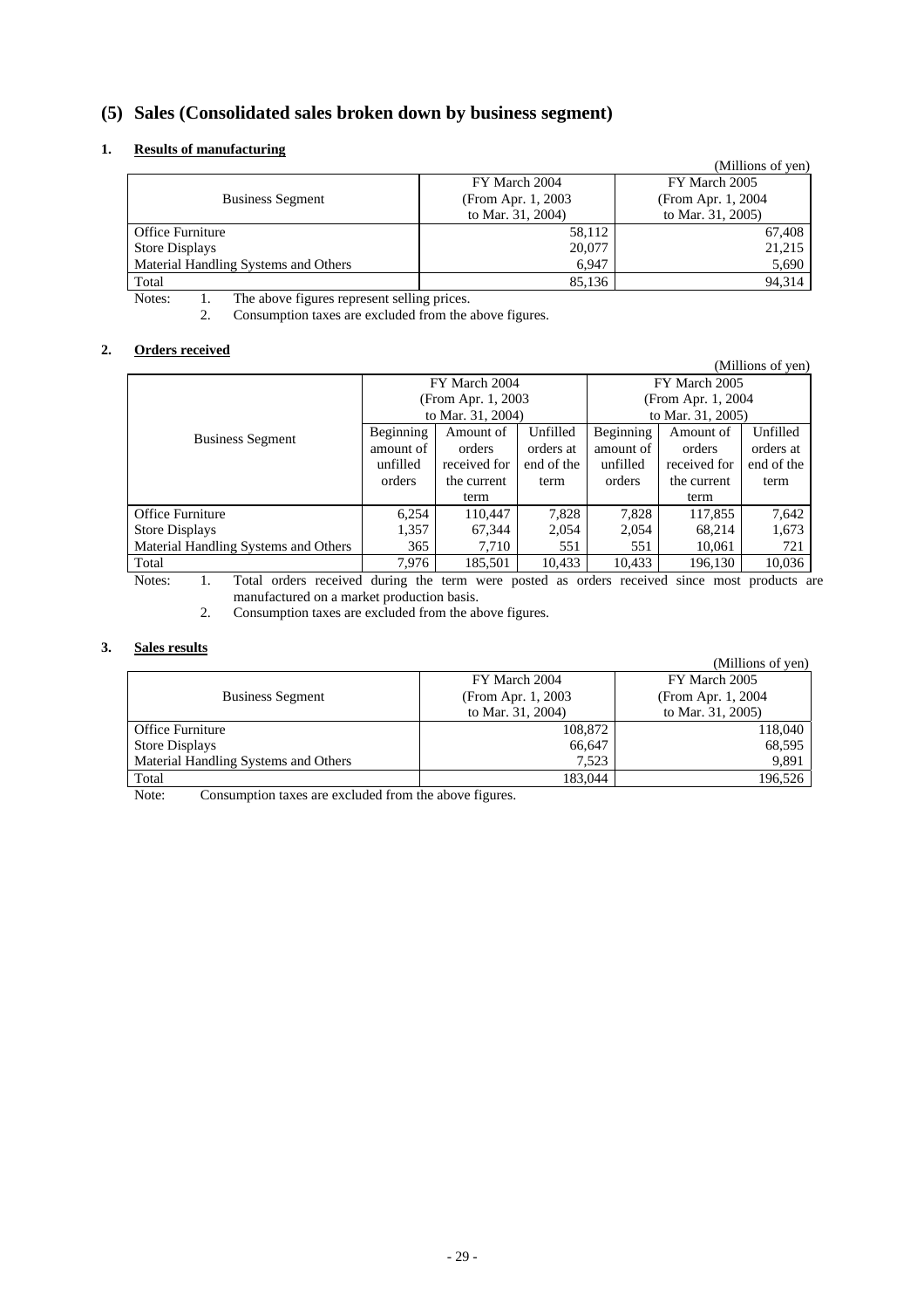## (5) Sales (Consolidated sales broken down by business segment)

### 1. Results of manufacturing

(Millions of yen)

| Business Segment | FY March 2004 (From Apr. 1, 2003 to Mar. 31, 2004) | FY March 2005 (From Apr. 1, 2004 to Mar. 31, 2005) |
|---|---|---|
| Office Furniture | 58,112 | 67,408 |
| Store Displays | 20,077 | 21,215 |
| Material Handling Systems and Others | 6,947 | 5,690 |
| Total | 85,136 | 94,314 |

Notes: 1. The above figures represent selling prices.
2. Consumption taxes are excluded from the above figures.

### 2. Orders received

(Millions of yen)

| Business Segment | FY March 2004 (From Apr. 1, 2003 to Mar. 31, 2004) | | | FY March 2005 (From Apr. 1, 2004 to Mar. 31, 2005) | | |
|---|---|---|---|---|---|---|
| | Beginning amount of unfilled orders | Amount of orders received for the current term | Unfilled orders at end of the term | Beginning amount of unfilled orders | Amount of orders received for the current term | Unfilled orders at end of the term |
| Office Furniture | 6,254 | 110,447 | 7,828 | 7,828 | 117,855 | 7,642 |
| Store Displays | 1,357 | 67,344 | 2,054 | 2,054 | 68,214 | 1,673 |
| Material Handling Systems and Others | 365 | 7,710 | 551 | 551 | 10,061 | 721 |
| Total | 7,976 | 185,501 | 10,433 | 10,433 | 196,130 | 10,036 |

Notes: 1. Total orders received during the term were posted as orders received since most products are manufactured on a market production basis.
2. Consumption taxes are excluded from the above figures.

### 3. Sales results

(Millions of yen)

| Business Segment | FY March 2004 (From Apr. 1, 2003 to Mar. 31, 2004) | FY March 2005 (From Apr. 1, 2004 to Mar. 31, 2005) |
|---|---|---|
| Office Furniture | 108,872 | 118,040 |
| Store Displays | 66,647 | 68,595 |
| Material Handling Systems and Others | 7,523 | 9,891 |
| Total | 183,044 | 196,526 |

Note: Consumption taxes are excluded from the above figures.